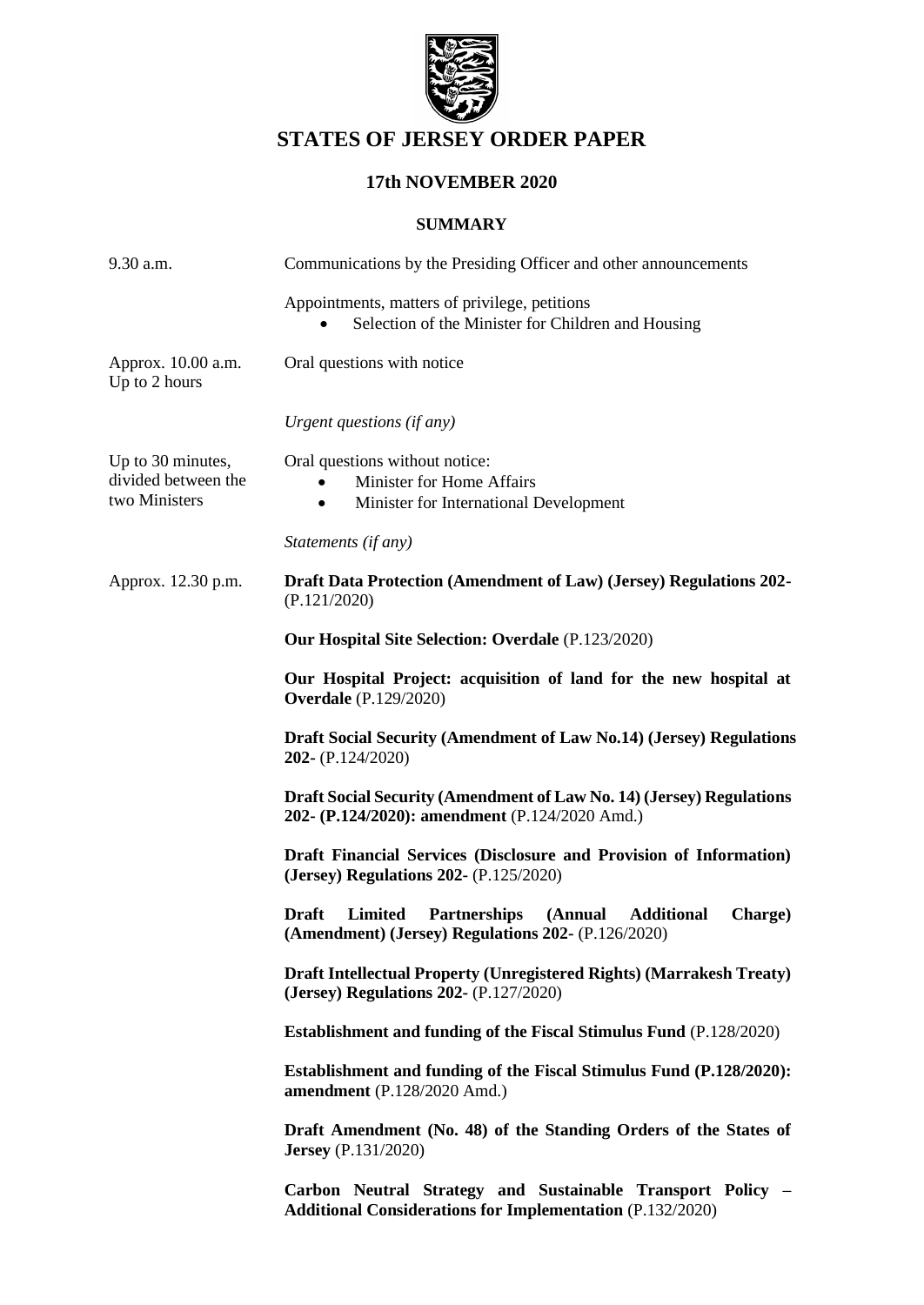# STATES OF JERSEY ORDER PAPER

## 17th NOVEMBER 2020

### SUMMARY

| | |
|---|---|
| 9.30 a.m. | Communications by the Presiding Officer and other announcements |
| | Appointments, matters of privilege, petitions<br>• Selection of the Minister for Children and Housing |
| Approx. 10.00 a.m.<br>Up to 2 hours | Oral questions with notice |
| | *Urgent questions (if any)* |
| Up to 30 minutes, divided between the two Ministers | Oral questions without notice:<br>• Minister for Home Affairs<br>• Minister for International Development |
| | *Statements (if any)* |
| Approx. 12.30 p.m. | **Draft Data Protection (Amendment of Law) (Jersey) Regulations 202-** (P.121/2020) |
| | **Our Hospital Site Selection: Overdale** (P.123/2020) |
| | **Our Hospital Project: acquisition of land for the new hospital at Overdale** (P.129/2020) |
| | **Draft Social Security (Amendment of Law No.14) (Jersey) Regulations 202-** (P.124/2020) |
| | **Draft Social Security (Amendment of Law No. 14) (Jersey) Regulations 202- (P.124/2020): amendment** (P.124/2020 Amd.) |
| | **Draft Financial Services (Disclosure and Provision of Information) (Jersey) Regulations 202-** (P.125/2020) |
| | **Draft Limited Partnerships (Annual Additional Charge) (Amendment) (Jersey) Regulations 202-** (P.126/2020) |
| | **Draft Intellectual Property (Unregistered Rights) (Marrakesh Treaty) (Jersey) Regulations 202-** (P.127/2020) |
| | **Establishment and funding of the Fiscal Stimulus Fund** (P.128/2020) |
| | **Establishment and funding of the Fiscal Stimulus Fund (P.128/2020): amendment** (P.128/2020 Amd.) |
| | **Draft Amendment (No. 48) of the Standing Orders of the States of Jersey** (P.131/2020) |
| | **Carbon Neutral Strategy and Sustainable Transport Policy – Additional Considerations for Implementation** (P.132/2020) |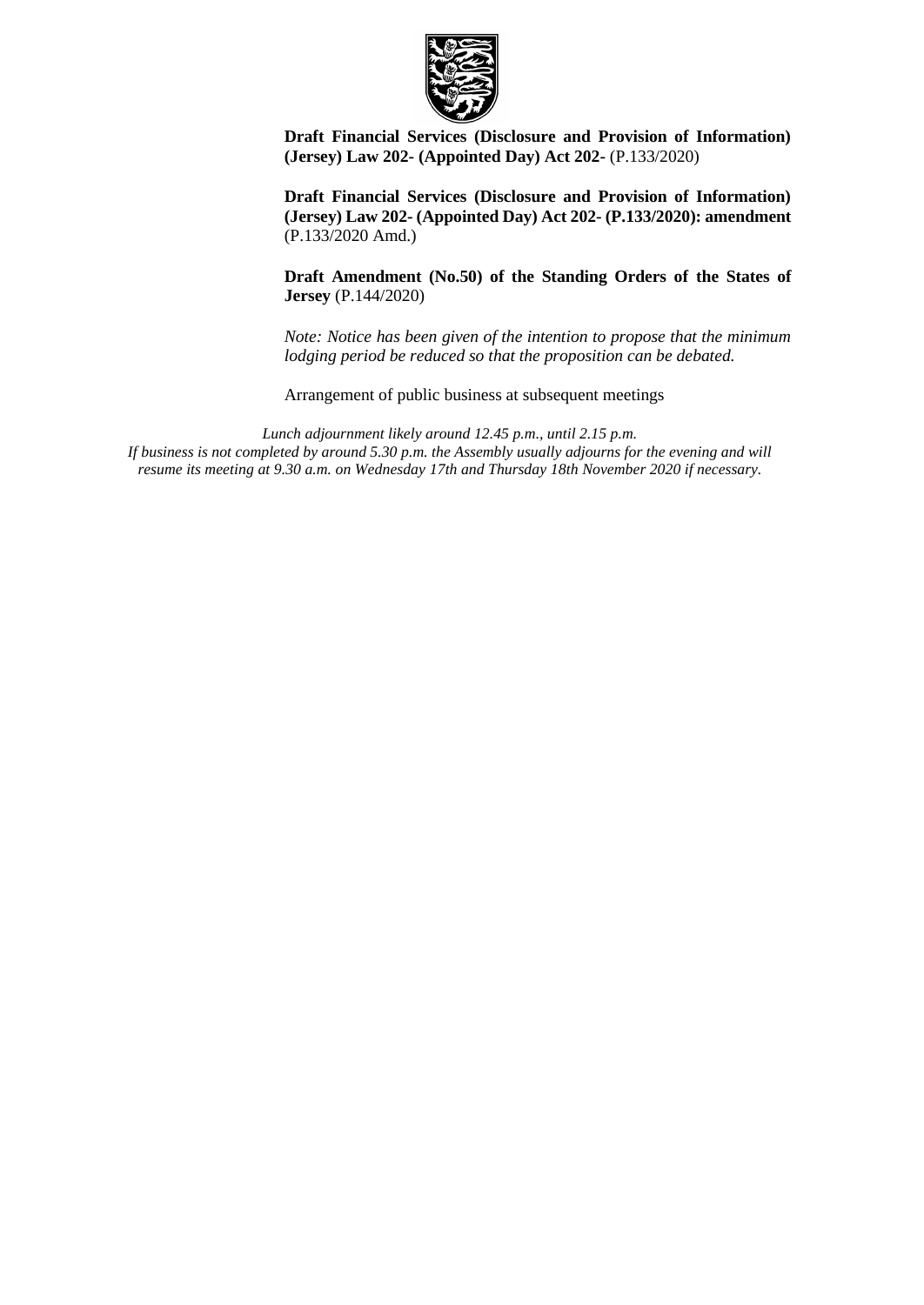**Draft Financial Services (Disclosure and Provision of Information) (Jersey) Law 202- (Appointed Day) Act 202-** (P.133/2020)

**Draft Financial Services (Disclosure and Provision of Information) (Jersey) Law 202- (Appointed Day) Act 202- (P.133/2020): amendment** (P.133/2020 Amd.)

**Draft Amendment (No.50) of the Standing Orders of the States of Jersey** (P.144/2020)

*Note: Notice has been given of the intention to propose that the minimum lodging period be reduced so that the proposition can be debated.*

Arrangement of public business at subsequent meetings

*Lunch adjournment likely around 12.45 p.m., until 2.15 p.m.*
*If business is not completed by around 5.30 p.m. the Assembly usually adjourns for the evening and will resume its meeting at 9.30 a.m. on Wednesday 17th and Thursday 18th November 2020 if necessary.*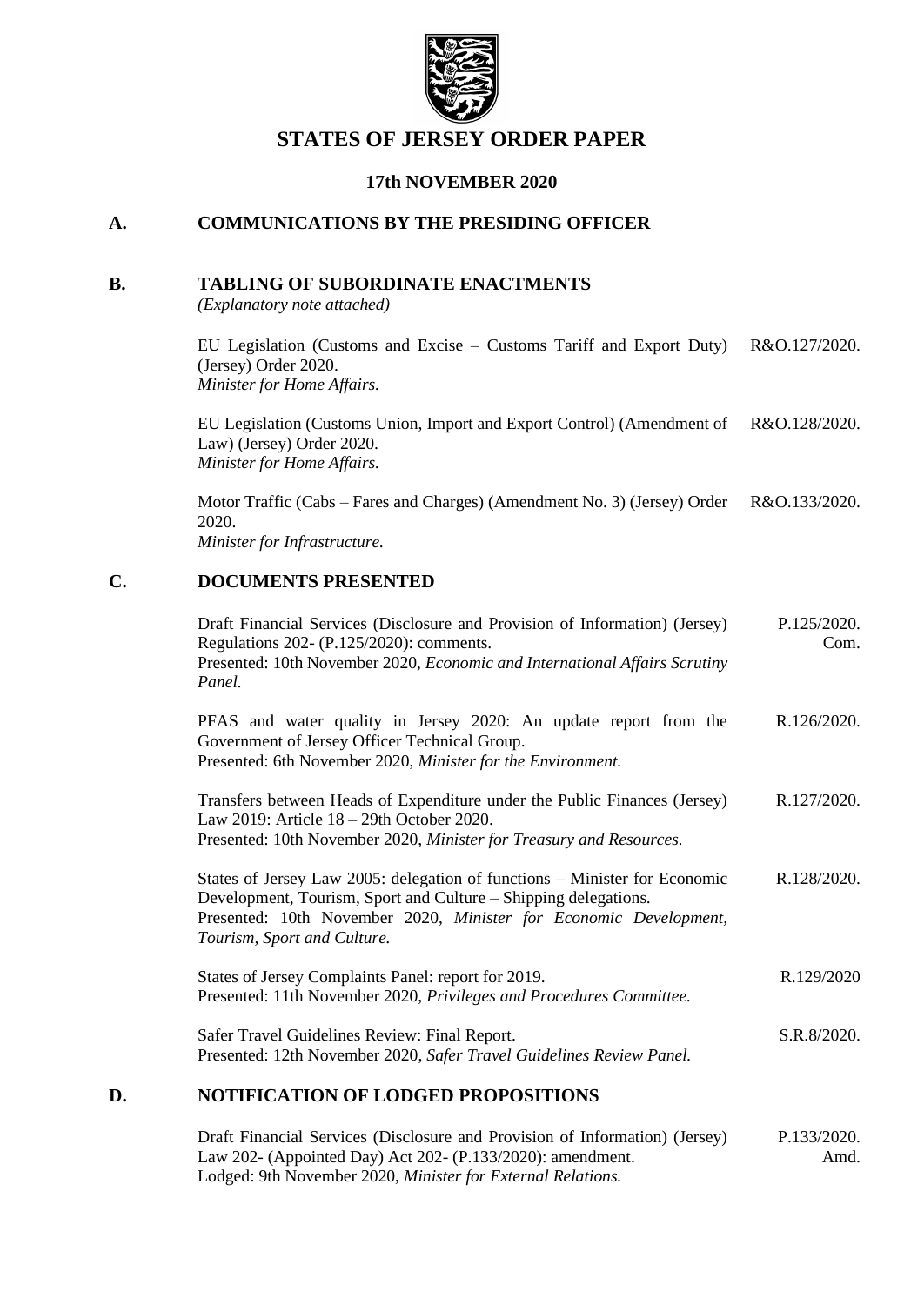# STATES OF JERSEY ORDER PAPER

## 17th NOVEMBER 2020

## A. COMMUNICATIONS BY THE PRESIDING OFFICER

## B. TABLING OF SUBORDINATE ENACTMENTS

*(Explanatory note attached)*

| | |
|---|---|
| EU Legislation (Customs and Excise – Customs Tariff and Export Duty) (Jersey) Order 2020.<br>*Minister for Home Affairs.* | R&O.127/2020. |
| EU Legislation (Customs Union, Import and Export Control) (Amendment of Law) (Jersey) Order 2020.<br>*Minister for Home Affairs.* | R&O.128/2020. |
| Motor Traffic (Cabs – Fares and Charges) (Amendment No. 3) (Jersey) Order 2020.<br>*Minister for Infrastructure.* | R&O.133/2020. |

## C. DOCUMENTS PRESENTED

| | |
|---|---|
| Draft Financial Services (Disclosure and Provision of Information) (Jersey) Regulations 202- (P.125/2020): comments.<br>Presented: 10th November 2020, *Economic and International Affairs Scrutiny Panel.* | P.125/2020. Com. |
| PFAS and water quality in Jersey 2020: An update report from the Government of Jersey Officer Technical Group.<br>Presented: 6th November 2020, *Minister for the Environment.* | R.126/2020. |
| Transfers between Heads of Expenditure under the Public Finances (Jersey) Law 2019: Article 18 – 29th October 2020.<br>Presented: 10th November 2020, *Minister for Treasury and Resources.* | R.127/2020. |
| States of Jersey Law 2005: delegation of functions – Minister for Economic Development, Tourism, Sport and Culture – Shipping delegations.<br>Presented: 10th November 2020, *Minister for Economic Development, Tourism, Sport and Culture.* | R.128/2020. |
| States of Jersey Complaints Panel: report for 2019.<br>Presented: 11th November 2020, *Privileges and Procedures Committee.* | R.129/2020 |
| Safer Travel Guidelines Review: Final Report.<br>Presented: 12th November 2020, *Safer Travel Guidelines Review Panel.* | S.R.8/2020. |

## D. NOTIFICATION OF LODGED PROPOSITIONS

| | |
|---|---|
| Draft Financial Services (Disclosure and Provision of Information) (Jersey) Law 202- (Appointed Day) Act 202- (P.133/2020): amendment.<br>Lodged: 9th November 2020, *Minister for External Relations.* | P.133/2020. Amd. |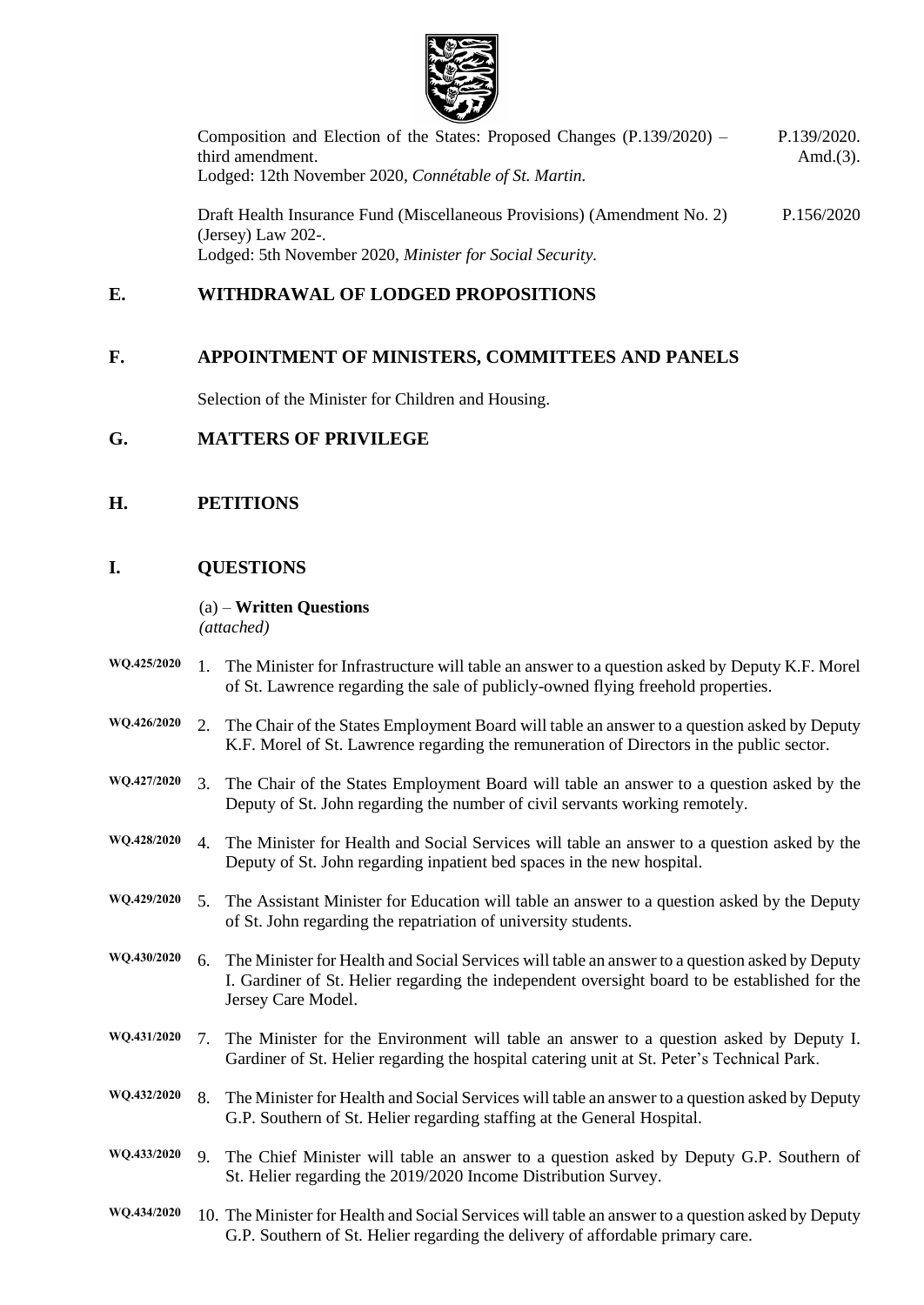Composition and Election of the States: Proposed Changes (P.139/2020) – third amendment. P.139/2020. Amd.(3).
Lodged: 12th November 2020, *Connétable of St. Martin.*

Draft Health Insurance Fund (Miscellaneous Provisions) (Amendment No. 2) (Jersey) Law 202-. P.156/2020
Lodged: 5th November 2020, *Minister for Social Security.*

## E. WITHDRAWAL OF LODGED PROPOSITIONS

## F. APPOINTMENT OF MINISTERS, COMMITTEES AND PANELS

Selection of the Minister for Children and Housing.

## G. MATTERS OF PRIVILEGE

## H. PETITIONS

## I. QUESTIONS

(a) – **Written Questions**
*(attached)*

**WQ.425/2020** 1. The Minister for Infrastructure will table an answer to a question asked by Deputy K.F. Morel of St. Lawrence regarding the sale of publicly-owned flying freehold properties.

**WQ.426/2020** 2. The Chair of the States Employment Board will table an answer to a question asked by Deputy K.F. Morel of St. Lawrence regarding the remuneration of Directors in the public sector.

**WQ.427/2020** 3. The Chair of the States Employment Board will table an answer to a question asked by the Deputy of St. John regarding the number of civil servants working remotely.

**WQ.428/2020** 4. The Minister for Health and Social Services will table an answer to a question asked by the Deputy of St. John regarding inpatient bed spaces in the new hospital.

**WQ.429/2020** 5. The Assistant Minister for Education will table an answer to a question asked by the Deputy of St. John regarding the repatriation of university students.

**WQ.430/2020** 6. The Minister for Health and Social Services will table an answer to a question asked by Deputy I. Gardiner of St. Helier regarding the independent oversight board to be established for the Jersey Care Model.

**WQ.431/2020** 7. The Minister for the Environment will table an answer to a question asked by Deputy I. Gardiner of St. Helier regarding the hospital catering unit at St. Peter's Technical Park.

**WQ.432/2020** 8. The Minister for Health and Social Services will table an answer to a question asked by Deputy G.P. Southern of St. Helier regarding staffing at the General Hospital.

**WQ.433/2020** 9. The Chief Minister will table an answer to a question asked by Deputy G.P. Southern of St. Helier regarding the 2019/2020 Income Distribution Survey.

**WQ.434/2020** 10. The Minister for Health and Social Services will table an answer to a question asked by Deputy G.P. Southern of St. Helier regarding the delivery of affordable primary care.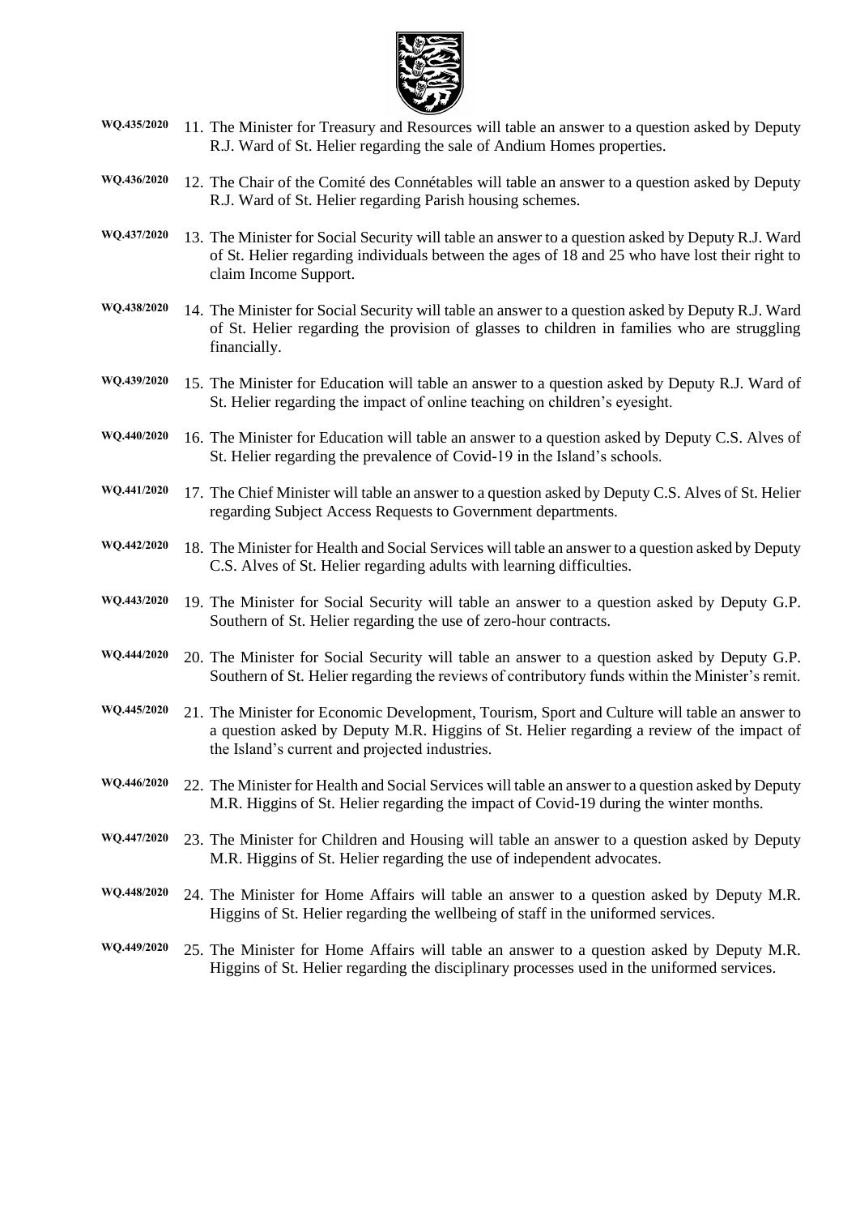WQ.435/2020 11. The Minister for Treasury and Resources will table an answer to a question asked by Deputy R.J. Ward of St. Helier regarding the sale of Andium Homes properties.

WQ.436/2020 12. The Chair of the Comité des Connétables will table an answer to a question asked by Deputy R.J. Ward of St. Helier regarding Parish housing schemes.

WQ.437/2020 13. The Minister for Social Security will table an answer to a question asked by Deputy R.J. Ward of St. Helier regarding individuals between the ages of 18 and 25 who have lost their right to claim Income Support.

WQ.438/2020 14. The Minister for Social Security will table an answer to a question asked by Deputy R.J. Ward of St. Helier regarding the provision of glasses to children in families who are struggling financially.

WQ.439/2020 15. The Minister for Education will table an answer to a question asked by Deputy R.J. Ward of St. Helier regarding the impact of online teaching on children's eyesight.

WQ.440/2020 16. The Minister for Education will table an answer to a question asked by Deputy C.S. Alves of St. Helier regarding the prevalence of Covid-19 in the Island's schools.

WQ.441/2020 17. The Chief Minister will table an answer to a question asked by Deputy C.S. Alves of St. Helier regarding Subject Access Requests to Government departments.

WQ.442/2020 18. The Minister for Health and Social Services will table an answer to a question asked by Deputy C.S. Alves of St. Helier regarding adults with learning difficulties.

WQ.443/2020 19. The Minister for Social Security will table an answer to a question asked by Deputy G.P. Southern of St. Helier regarding the use of zero-hour contracts.

WQ.444/2020 20. The Minister for Social Security will table an answer to a question asked by Deputy G.P. Southern of St. Helier regarding the reviews of contributory funds within the Minister's remit.

WQ.445/2020 21. The Minister for Economic Development, Tourism, Sport and Culture will table an answer to a question asked by Deputy M.R. Higgins of St. Helier regarding a review of the impact of the Island's current and projected industries.

WQ.446/2020 22. The Minister for Health and Social Services will table an answer to a question asked by Deputy M.R. Higgins of St. Helier regarding the impact of Covid-19 during the winter months.

WQ.447/2020 23. The Minister for Children and Housing will table an answer to a question asked by Deputy M.R. Higgins of St. Helier regarding the use of independent advocates.

WQ.448/2020 24. The Minister for Home Affairs will table an answer to a question asked by Deputy M.R. Higgins of St. Helier regarding the wellbeing of staff in the uniformed services.

WQ.449/2020 25. The Minister for Home Affairs will table an answer to a question asked by Deputy M.R. Higgins of St. Helier regarding the disciplinary processes used in the uniformed services.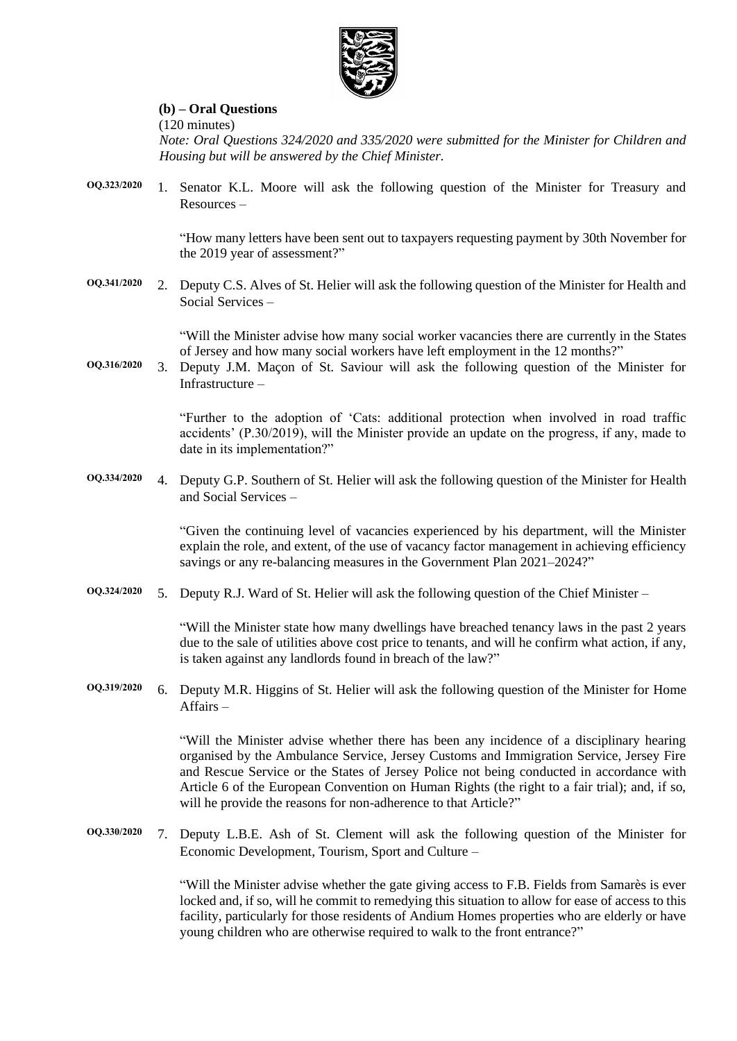**(b) – Oral Questions**

(120 minutes)

*Note: Oral Questions 324/2020 and 335/2020 were submitted for the Minister for Children and Housing but will be answered by the Chief Minister.*

**OQ.323/2020** 1. Senator K.L. Moore will ask the following question of the Minister for Treasury and Resources –

"How many letters have been sent out to taxpayers requesting payment by 30th November for the 2019 year of assessment?"

**OQ.341/2020** 2. Deputy C.S. Alves of St. Helier will ask the following question of the Minister for Health and Social Services –

"Will the Minister advise how many social worker vacancies there are currently in the States of Jersey and how many social workers have left employment in the 12 months?"

**OQ.316/2020** 3. Deputy J.M. Maçon of St. Saviour will ask the following question of the Minister for Infrastructure –

"Further to the adoption of 'Cats: additional protection when involved in road traffic accidents' (P.30/2019), will the Minister provide an update on the progress, if any, made to date in its implementation?"

**OQ.334/2020** 4. Deputy G.P. Southern of St. Helier will ask the following question of the Minister for Health and Social Services –

"Given the continuing level of vacancies experienced by his department, will the Minister explain the role, and extent, of the use of vacancy factor management in achieving efficiency savings or any re-balancing measures in the Government Plan 2021–2024?"

**OQ.324/2020** 5. Deputy R.J. Ward of St. Helier will ask the following question of the Chief Minister –

"Will the Minister state how many dwellings have breached tenancy laws in the past 2 years due to the sale of utilities above cost price to tenants, and will he confirm what action, if any, is taken against any landlords found in breach of the law?"

**OQ.319/2020** 6. Deputy M.R. Higgins of St. Helier will ask the following question of the Minister for Home Affairs –

"Will the Minister advise whether there has been any incidence of a disciplinary hearing organised by the Ambulance Service, Jersey Customs and Immigration Service, Jersey Fire and Rescue Service or the States of Jersey Police not being conducted in accordance with Article 6 of the European Convention on Human Rights (the right to a fair trial); and, if so, will he provide the reasons for non-adherence to that Article?"

**OQ.330/2020** 7. Deputy L.B.E. Ash of St. Clement will ask the following question of the Minister for Economic Development, Tourism, Sport and Culture –

"Will the Minister advise whether the gate giving access to F.B. Fields from Samarès is ever locked and, if so, will he commit to remedying this situation to allow for ease of access to this facility, particularly for those residents of Andium Homes properties who are elderly or have young children who are otherwise required to walk to the front entrance?"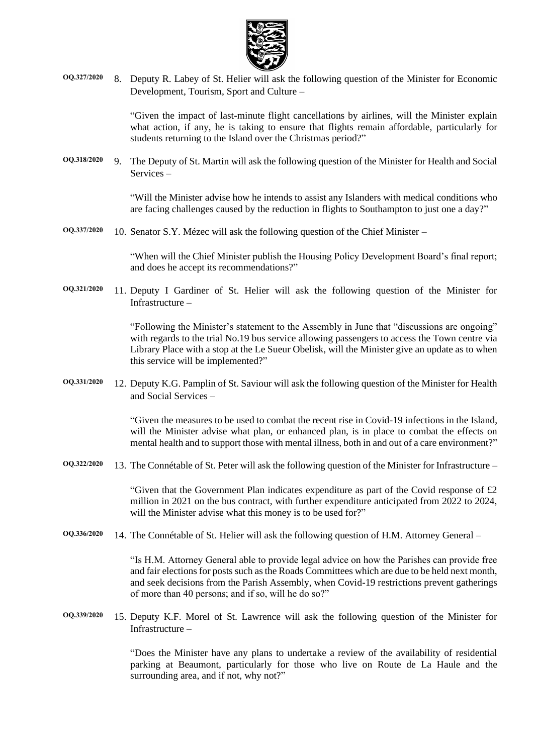**OQ.327/2020** 8. Deputy R. Labey of St. Helier will ask the following question of the Minister for Economic Development, Tourism, Sport and Culture –

"Given the impact of last-minute flight cancellations by airlines, will the Minister explain what action, if any, he is taking to ensure that flights remain affordable, particularly for students returning to the Island over the Christmas period?"

**OQ.318/2020** 9. The Deputy of St. Martin will ask the following question of the Minister for Health and Social Services –

"Will the Minister advise how he intends to assist any Islanders with medical conditions who are facing challenges caused by the reduction in flights to Southampton to just one a day?"

**OQ.337/2020** 10. Senator S.Y. Mézec will ask the following question of the Chief Minister –

"When will the Chief Minister publish the Housing Policy Development Board's final report; and does he accept its recommendations?"

**OQ.321/2020** 11. Deputy I Gardiner of St. Helier will ask the following question of the Minister for Infrastructure –

"Following the Minister's statement to the Assembly in June that "discussions are ongoing" with regards to the trial No.19 bus service allowing passengers to access the Town centre via Library Place with a stop at the Le Sueur Obelisk, will the Minister give an update as to when this service will be implemented?"

**OQ.331/2020** 12. Deputy K.G. Pamplin of St. Saviour will ask the following question of the Minister for Health and Social Services –

"Given the measures to be used to combat the recent rise in Covid-19 infections in the Island, will the Minister advise what plan, or enhanced plan, is in place to combat the effects on mental health and to support those with mental illness, both in and out of a care environment?"

**OQ.322/2020** 13. The Connétable of St. Peter will ask the following question of the Minister for Infrastructure –

"Given that the Government Plan indicates expenditure as part of the Covid response of £2 million in 2021 on the bus contract, with further expenditure anticipated from 2022 to 2024, will the Minister advise what this money is to be used for?"

**OQ.336/2020** 14. The Connétable of St. Helier will ask the following question of H.M. Attorney General –

"Is H.M. Attorney General able to provide legal advice on how the Parishes can provide free and fair elections for posts such as the Roads Committees which are due to be held next month, and seek decisions from the Parish Assembly, when Covid-19 restrictions prevent gatherings of more than 40 persons; and if so, will he do so?"

**OQ.339/2020** 15. Deputy K.F. Morel of St. Lawrence will ask the following question of the Minister for Infrastructure –

"Does the Minister have any plans to undertake a review of the availability of residential parking at Beaumont, particularly for those who live on Route de La Haule and the surrounding area, and if not, why not?"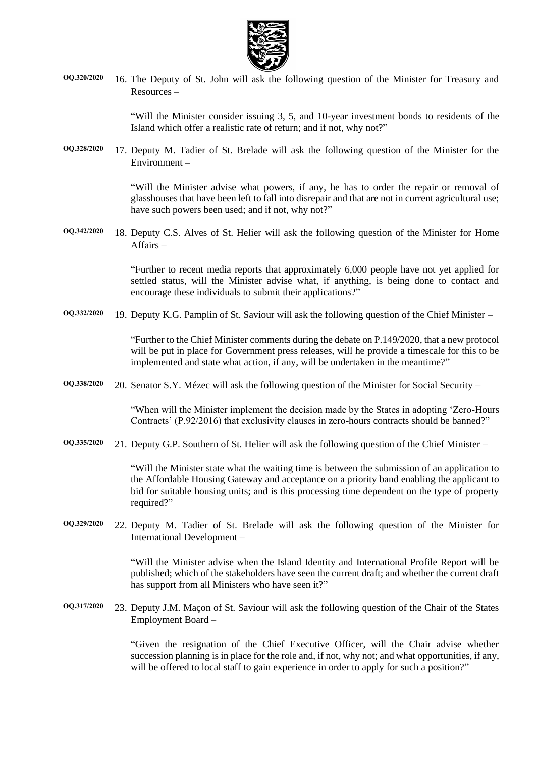**OQ.320/2020** 16. The Deputy of St. John will ask the following question of the Minister for Treasury and Resources –

"Will the Minister consider issuing 3, 5, and 10-year investment bonds to residents of the Island which offer a realistic rate of return; and if not, why not?"

**OQ.328/2020** 17. Deputy M. Tadier of St. Brelade will ask the following question of the Minister for the Environment –

"Will the Minister advise what powers, if any, he has to order the repair or removal of glasshouses that have been left to fall into disrepair and that are not in current agricultural use; have such powers been used; and if not, why not?"

**OQ.342/2020** 18. Deputy C.S. Alves of St. Helier will ask the following question of the Minister for Home Affairs –

"Further to recent media reports that approximately 6,000 people have not yet applied for settled status, will the Minister advise what, if anything, is being done to contact and encourage these individuals to submit their applications?"

**OQ.332/2020** 19. Deputy K.G. Pamplin of St. Saviour will ask the following question of the Chief Minister –

"Further to the Chief Minister comments during the debate on P.149/2020, that a new protocol will be put in place for Government press releases, will he provide a timescale for this to be implemented and state what action, if any, will be undertaken in the meantime?"

**OQ.338/2020** 20. Senator S.Y. Mézec will ask the following question of the Minister for Social Security –

"When will the Minister implement the decision made by the States in adopting 'Zero-Hours Contracts' (P.92/2016) that exclusivity clauses in zero-hours contracts should be banned?"

**OQ.335/2020** 21. Deputy G.P. Southern of St. Helier will ask the following question of the Chief Minister –

"Will the Minister state what the waiting time is between the submission of an application to the Affordable Housing Gateway and acceptance on a priority band enabling the applicant to bid for suitable housing units; and is this processing time dependent on the type of property required?"

**OQ.329/2020** 22. Deputy M. Tadier of St. Brelade will ask the following question of the Minister for International Development –

"Will the Minister advise when the Island Identity and International Profile Report will be published; which of the stakeholders have seen the current draft; and whether the current draft has support from all Ministers who have seen it?"

**OQ.317/2020** 23. Deputy J.M. Maçon of St. Saviour will ask the following question of the Chair of the States Employment Board –

"Given the resignation of the Chief Executive Officer, will the Chair advise whether succession planning is in place for the role and, if not, why not; and what opportunities, if any, will be offered to local staff to gain experience in order to apply for such a position?"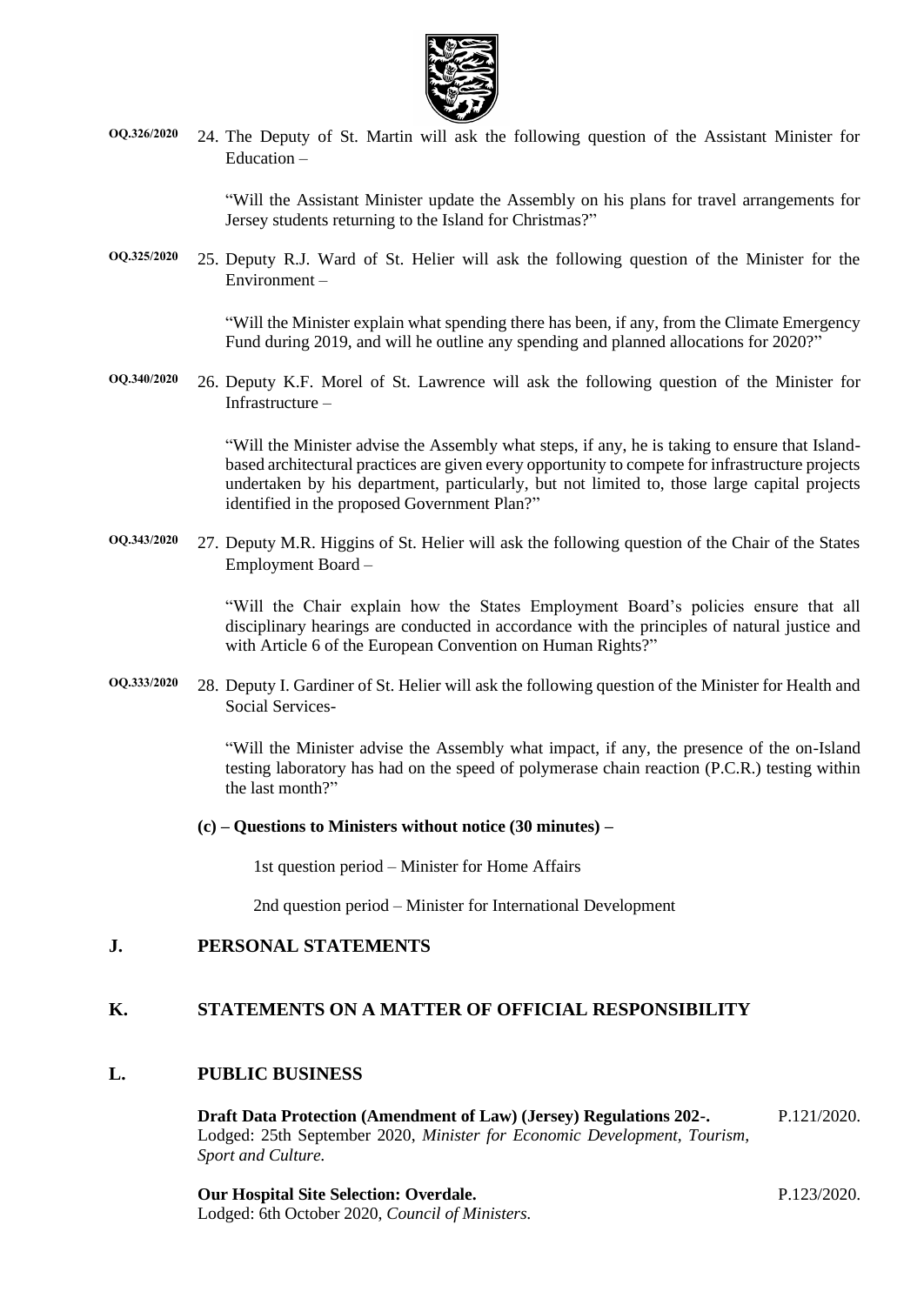**OQ.326/2020** 24. The Deputy of St. Martin will ask the following question of the Assistant Minister for Education –

"Will the Assistant Minister update the Assembly on his plans for travel arrangements for Jersey students returning to the Island for Christmas?"

**OQ.325/2020** 25. Deputy R.J. Ward of St. Helier will ask the following question of the Minister for the Environment –

"Will the Minister explain what spending there has been, if any, from the Climate Emergency Fund during 2019, and will he outline any spending and planned allocations for 2020?"

**OQ.340/2020** 26. Deputy K.F. Morel of St. Lawrence will ask the following question of the Minister for Infrastructure –

"Will the Minister advise the Assembly what steps, if any, he is taking to ensure that Island-based architectural practices are given every opportunity to compete for infrastructure projects undertaken by his department, particularly, but not limited to, those large capital projects identified in the proposed Government Plan?"

**OQ.343/2020** 27. Deputy M.R. Higgins of St. Helier will ask the following question of the Chair of the States Employment Board –

"Will the Chair explain how the States Employment Board's policies ensure that all disciplinary hearings are conducted in accordance with the principles of natural justice and with Article 6 of the European Convention on Human Rights?"

**OQ.333/2020** 28. Deputy I. Gardiner of St. Helier will ask the following question of the Minister for Health and Social Services-

"Will the Minister advise the Assembly what impact, if any, the presence of the on-Island testing laboratory has had on the speed of polymerase chain reaction (P.C.R.) testing within the last month?"

**(c) – Questions to Ministers without notice (30 minutes) –**

1st question period – Minister for Home Affairs

2nd question period – Minister for International Development

## J. PERSONAL STATEMENTS

## K. STATEMENTS ON A MATTER OF OFFICIAL RESPONSIBILITY

## L. PUBLIC BUSINESS

**Draft Data Protection (Amendment of Law) (Jersey) Regulations 202-.** P.121/2020.
Lodged: 25th September 2020, *Minister for Economic Development, Tourism, Sport and Culture.*

**Our Hospital Site Selection: Overdale.** P.123/2020.
Lodged: 6th October 2020, *Council of Ministers.*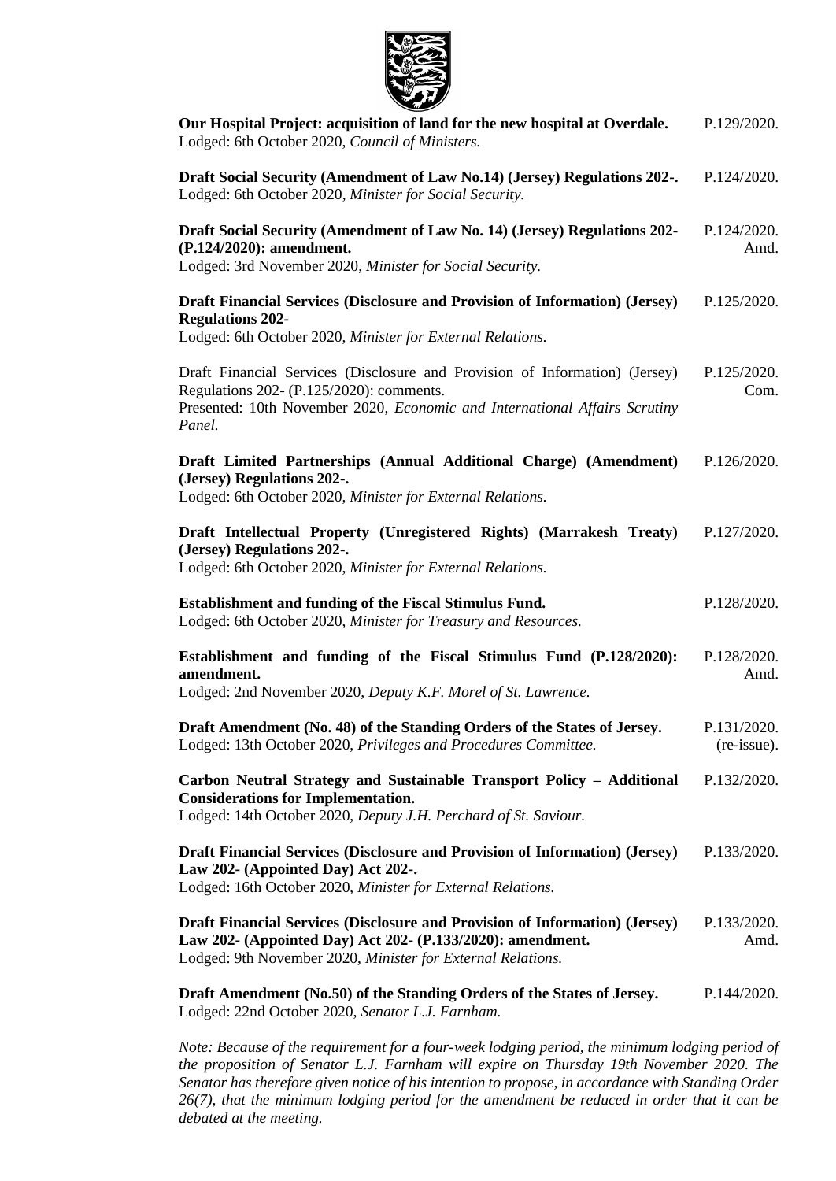**Our Hospital Project: acquisition of land for the new hospital at Overdale.** P.129/2020.
Lodged: 6th October 2020, *Council of Ministers.*

**Draft Social Security (Amendment of Law No.14) (Jersey) Regulations 202-.** P.124/2020.
Lodged: 6th October 2020, *Minister for Social Security.*

**Draft Social Security (Amendment of Law No. 14) (Jersey) Regulations 202- (P.124/2020): amendment.** P.124/2020. Amd.
Lodged: 3rd November 2020, *Minister for Social Security.*

**Draft Financial Services (Disclosure and Provision of Information) (Jersey) Regulations 202-** P.125/2020.
Lodged: 6th October 2020, *Minister for External Relations.*

Draft Financial Services (Disclosure and Provision of Information) (Jersey) Regulations 202- (P.125/2020): comments. P.125/2020. Com.
Presented: 10th November 2020, *Economic and International Affairs Scrutiny Panel.*

**Draft Limited Partnerships (Annual Additional Charge) (Amendment) (Jersey) Regulations 202-.** P.126/2020.
Lodged: 6th October 2020, *Minister for External Relations.*

**Draft Intellectual Property (Unregistered Rights) (Marrakesh Treaty) (Jersey) Regulations 202-.** P.127/2020.
Lodged: 6th October 2020, *Minister for External Relations.*

**Establishment and funding of the Fiscal Stimulus Fund.** P.128/2020.
Lodged: 6th October 2020, *Minister for Treasury and Resources.*

**Establishment and funding of the Fiscal Stimulus Fund (P.128/2020): amendment.** P.128/2020. Amd.
Lodged: 2nd November 2020, *Deputy K.F. Morel of St. Lawrence.*

**Draft Amendment (No. 48) of the Standing Orders of the States of Jersey.** P.131/2020. (re-issue).
Lodged: 13th October 2020, *Privileges and Procedures Committee.*

**Carbon Neutral Strategy and Sustainable Transport Policy – Additional Considerations for Implementation.** P.132/2020.
Lodged: 14th October 2020, *Deputy J.H. Perchard of St. Saviour.*

**Draft Financial Services (Disclosure and Provision of Information) (Jersey) Law 202- (Appointed Day) Act 202-.** P.133/2020.
Lodged: 16th October 2020, *Minister for External Relations.*

**Draft Financial Services (Disclosure and Provision of Information) (Jersey) Law 202- (Appointed Day) Act 202- (P.133/2020): amendment.** P.133/2020. Amd.
Lodged: 9th November 2020, *Minister for External Relations.*

**Draft Amendment (No.50) of the Standing Orders of the States of Jersey.** P.144/2020.
Lodged: 22nd October 2020, *Senator L.J. Farnham.*

*Note: Because of the requirement for a four-week lodging period, the minimum lodging period of the proposition of Senator L.J. Farnham will expire on Thursday 19th November 2020. The Senator has therefore given notice of his intention to propose, in accordance with Standing Order 26(7), that the minimum lodging period for the amendment be reduced in order that it can be debated at the meeting.*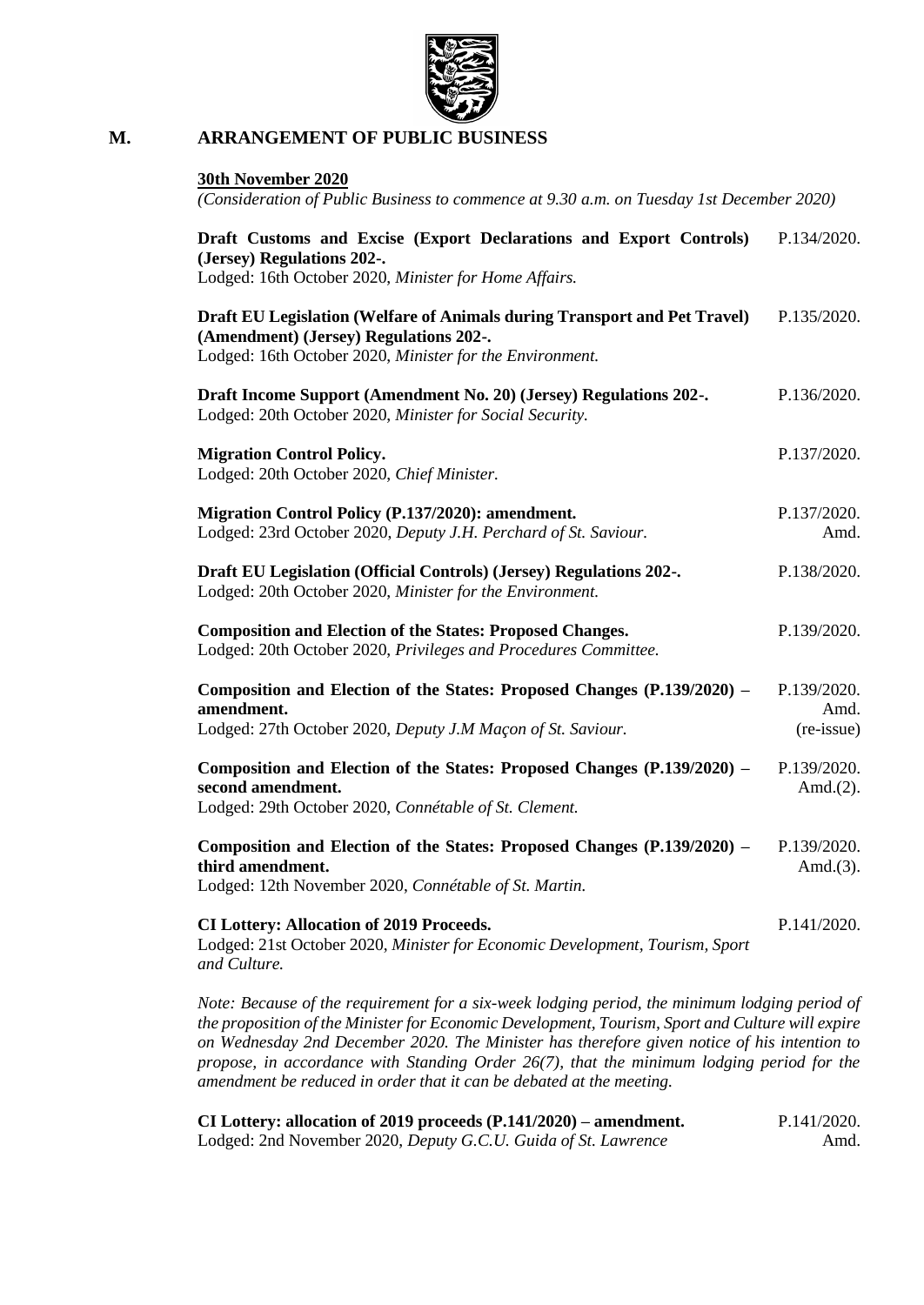## M. ARRANGEMENT OF PUBLIC BUSINESS

**30th November 2020**

*(Consideration of Public Business to commence at 9.30 a.m. on Tuesday 1st December 2020)*

| | |
|---|---|
| **Draft Customs and Excise (Export Declarations and Export Controls) (Jersey) Regulations 202-.**<br>Lodged: 16th October 2020, *Minister for Home Affairs.* | P.134/2020. |
| **Draft EU Legislation (Welfare of Animals during Transport and Pet Travel) (Amendment) (Jersey) Regulations 202-.**<br>Lodged: 16th October 2020, *Minister for the Environment.* | P.135/2020. |
| **Draft Income Support (Amendment No. 20) (Jersey) Regulations 202-.**<br>Lodged: 20th October 2020, *Minister for Social Security.* | P.136/2020. |
| **Migration Control Policy.**<br>Lodged: 20th October 2020, *Chief Minister.* | P.137/2020. |
| **Migration Control Policy (P.137/2020): amendment.**<br>Lodged: 23rd October 2020, *Deputy J.H. Perchard of St. Saviour.* | P.137/2020. Amd. |
| **Draft EU Legislation (Official Controls) (Jersey) Regulations 202-.**<br>Lodged: 20th October 2020, *Minister for the Environment.* | P.138/2020. |
| **Composition and Election of the States: Proposed Changes.**<br>Lodged: 20th October 2020, *Privileges and Procedures Committee.* | P.139/2020. |
| **Composition and Election of the States: Proposed Changes (P.139/2020) – amendment.**<br>Lodged: 27th October 2020, *Deputy J.M Maçon of St. Saviour.* | P.139/2020. Amd. (re-issue) |
| **Composition and Election of the States: Proposed Changes (P.139/2020) – second amendment.**<br>Lodged: 29th October 2020, *Connétable of St. Clement.* | P.139/2020. Amd.(2). |
| **Composition and Election of the States: Proposed Changes (P.139/2020) – third amendment.**<br>Lodged: 12th November 2020, *Connétable of St. Martin.* | P.139/2020. Amd.(3). |
| **CI Lottery: Allocation of 2019 Proceeds.**<br>Lodged: 21st October 2020, *Minister for Economic Development, Tourism, Sport and Culture.* | P.141/2020. |

*Note: Because of the requirement for a six-week lodging period, the minimum lodging period of the proposition of the Minister for Economic Development, Tourism, Sport and Culture will expire on Wednesday 2nd December 2020. The Minister has therefore given notice of his intention to propose, in accordance with Standing Order 26(7), that the minimum lodging period for the amendment be reduced in order that it can be debated at the meeting.*

| | |
|---|---|
| **CI Lottery: allocation of 2019 proceeds (P.141/2020) – amendment.**<br>Lodged: 2nd November 2020, *Deputy G.C.U. Guida of St. Lawrence* | P.141/2020. Amd. |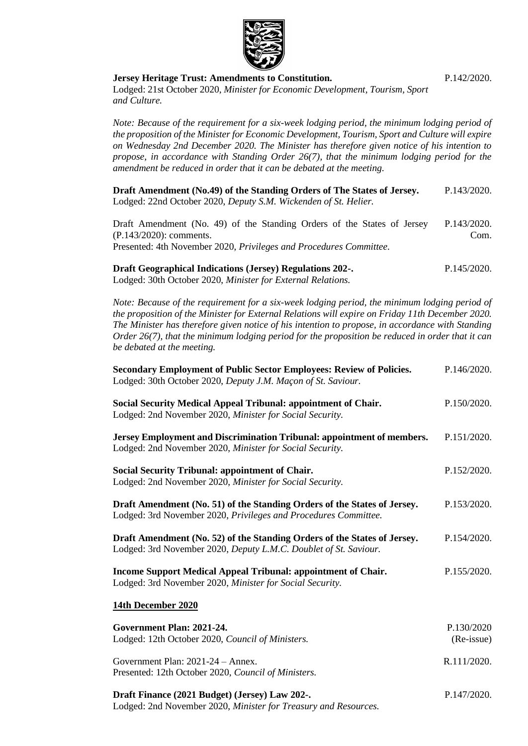**Jersey Heritage Trust: Amendments to Constitution.** P.142/2020.
Lodged: 21st October 2020, *Minister for Economic Development, Tourism, Sport and Culture.*

*Note: Because of the requirement for a six-week lodging period, the minimum lodging period of the proposition of the Minister for Economic Development, Tourism, Sport and Culture will expire on Wednesday 2nd December 2020. The Minister has therefore given notice of his intention to propose, in accordance with Standing Order 26(7), that the minimum lodging period for the amendment be reduced in order that it can be debated at the meeting.*

**Draft Amendment (No.49) of the Standing Orders of The States of Jersey.** P.143/2020.
Lodged: 22nd October 2020, *Deputy S.M. Wickenden of St. Helier.*

Draft Amendment (No. 49) of the Standing Orders of the States of Jersey (P.143/2020): comments. P.143/2020. Com.
Presented: 4th November 2020, *Privileges and Procedures Committee.*

**Draft Geographical Indications (Jersey) Regulations 202-.** P.145/2020.
Lodged: 30th October 2020, *Minister for External Relations.*

*Note: Because of the requirement for a six-week lodging period, the minimum lodging period of the proposition of the Minister for External Relations will expire on Friday 11th December 2020. The Minister has therefore given notice of his intention to propose, in accordance with Standing Order 26(7), that the minimum lodging period for the proposition be reduced in order that it can be debated at the meeting.*

**Secondary Employment of Public Sector Employees: Review of Policies.** P.146/2020.
Lodged: 30th October 2020, *Deputy J.M. Maçon of St. Saviour.*

**Social Security Medical Appeal Tribunal: appointment of Chair.** P.150/2020.
Lodged: 2nd November 2020, *Minister for Social Security.*

**Jersey Employment and Discrimination Tribunal: appointment of members.** P.151/2020.
Lodged: 2nd November 2020, *Minister for Social Security.*

**Social Security Tribunal: appointment of Chair.** P.152/2020.
Lodged: 2nd November 2020, *Minister for Social Security.*

**Draft Amendment (No. 51) of the Standing Orders of the States of Jersey.** P.153/2020.
Lodged: 3rd November 2020, *Privileges and Procedures Committee.*

**Draft Amendment (No. 52) of the Standing Orders of the States of Jersey.** P.154/2020.
Lodged: 3rd November 2020, *Deputy L.M.C. Doublet of St. Saviour.*

**Income Support Medical Appeal Tribunal: appointment of Chair.** P.155/2020.
Lodged: 3rd November 2020, *Minister for Social Security.*

**14th December 2020**

**Government Plan: 2021-24.** P.130/2020 (Re-issue)
Lodged: 12th October 2020, *Council of Ministers.*

Government Plan: 2021-24 – Annex. R.111/2020.
Presented: 12th October 2020, *Council of Ministers.*

**Draft Finance (2021 Budget) (Jersey) Law 202-.** P.147/2020.
Lodged: 2nd November 2020, *Minister for Treasury and Resources.*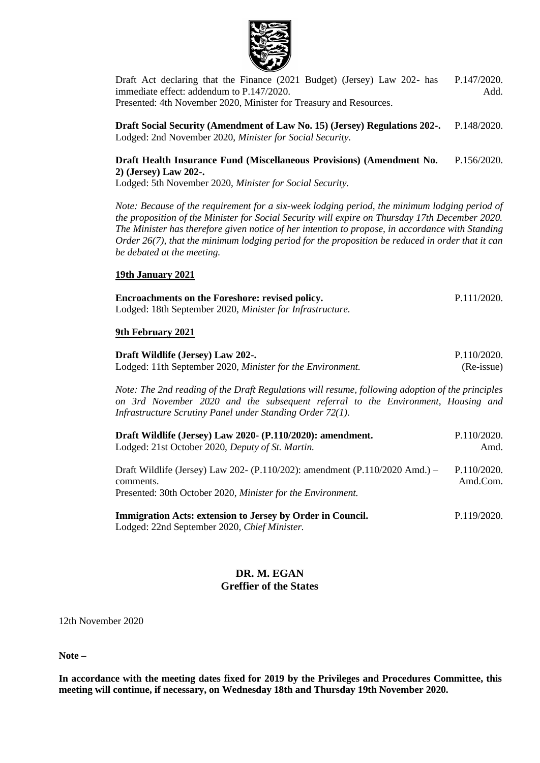Draft Act declaring that the Finance (2021 Budget) (Jersey) Law 202- has immediate effect: addendum to P.147/2020. P.147/2020. Add.
Presented: 4th November 2020, Minister for Treasury and Resources.

**Draft Social Security (Amendment of Law No. 15) (Jersey) Regulations 202-.** P.148/2020.
Lodged: 2nd November 2020, *Minister for Social Security.*

**Draft Health Insurance Fund (Miscellaneous Provisions) (Amendment No. 2) (Jersey) Law 202-.** P.156/2020.
Lodged: 5th November 2020, *Minister for Social Security.*

*Note: Because of the requirement for a six-week lodging period, the minimum lodging period of the proposition of the Minister for Social Security will expire on Thursday 17th December 2020. The Minister has therefore given notice of her intention to propose, in accordance with Standing Order 26(7), that the minimum lodging period for the proposition be reduced in order that it can be debated at the meeting.*

**19th January 2021**

**Encroachments on the Foreshore: revised policy.** P.111/2020.
Lodged: 18th September 2020, *Minister for Infrastructure.*

**9th February 2021**

**Draft Wildlife (Jersey) Law 202-.** P.110/2020. (Re-issue)
Lodged: 11th September 2020, *Minister for the Environment.*

*Note: The 2nd reading of the Draft Regulations will resume, following adoption of the principles on 3rd November 2020 and the subsequent referral to the Environment, Housing and Infrastructure Scrutiny Panel under Standing Order 72(1).*

**Draft Wildlife (Jersey) Law 2020- (P.110/2020): amendment.** P.110/2020. Amd.
Lodged: 21st October 2020, *Deputy of St. Martin.*

Draft Wildlife (Jersey) Law 202- (P.110/202): amendment (P.110/2020 Amd.) – comments. P.110/2020. Amd.Com.
Presented: 30th October 2020, *Minister for the Environment.*

**Immigration Acts: extension to Jersey by Order in Council.** P.119/2020.
Lodged: 22nd September 2020, *Chief Minister.*

**DR. M. EGAN**
**Greffier of the States**

12th November 2020

**Note –**

**In accordance with the meeting dates fixed for 2019 by the Privileges and Procedures Committee, this meeting will continue, if necessary, on Wednesday 18th and Thursday 19th November 2020.**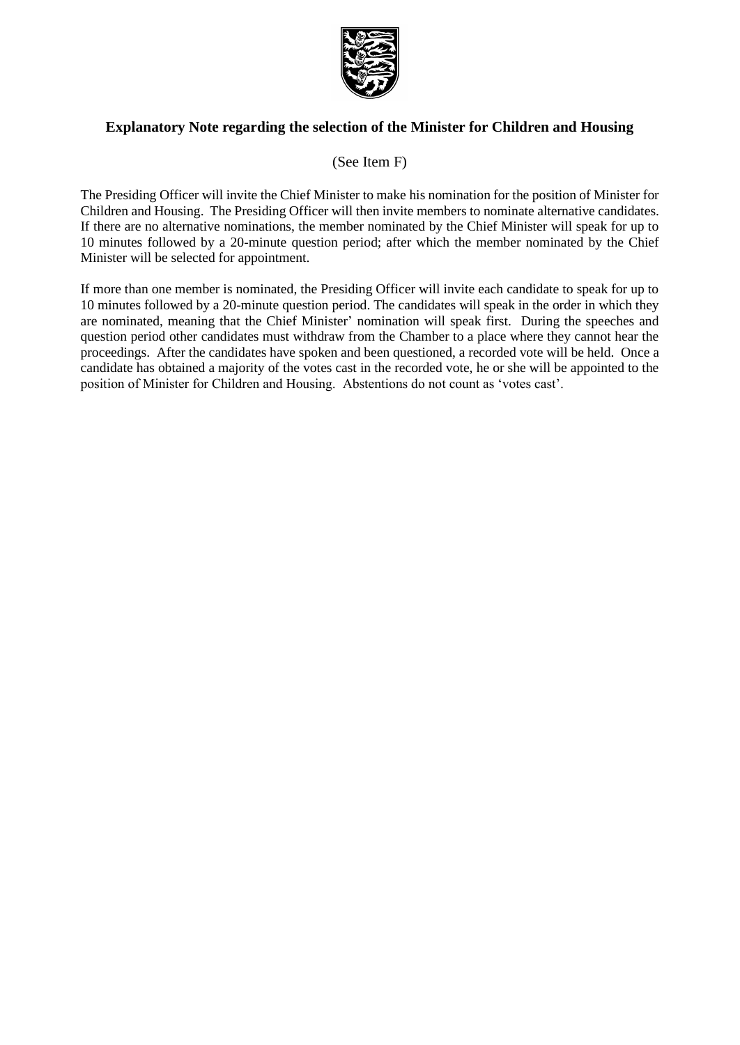**Explanatory Note regarding the selection of the Minister for Children and Housing**

(See Item F)

The Presiding Officer will invite the Chief Minister to make his nomination for the position of Minister for Children and Housing. The Presiding Officer will then invite members to nominate alternative candidates. If there are no alternative nominations, the member nominated by the Chief Minister will speak for up to 10 minutes followed by a 20-minute question period; after which the member nominated by the Chief Minister will be selected for appointment.

If more than one member is nominated, the Presiding Officer will invite each candidate to speak for up to 10 minutes followed by a 20-minute question period. The candidates will speak in the order in which they are nominated, meaning that the Chief Minister' nomination will speak first. During the speeches and question period other candidates must withdraw from the Chamber to a place where they cannot hear the proceedings. After the candidates have spoken and been questioned, a recorded vote will be held. Once a candidate has obtained a majority of the votes cast in the recorded vote, he or she will be appointed to the position of Minister for Children and Housing. Abstentions do not count as 'votes cast'.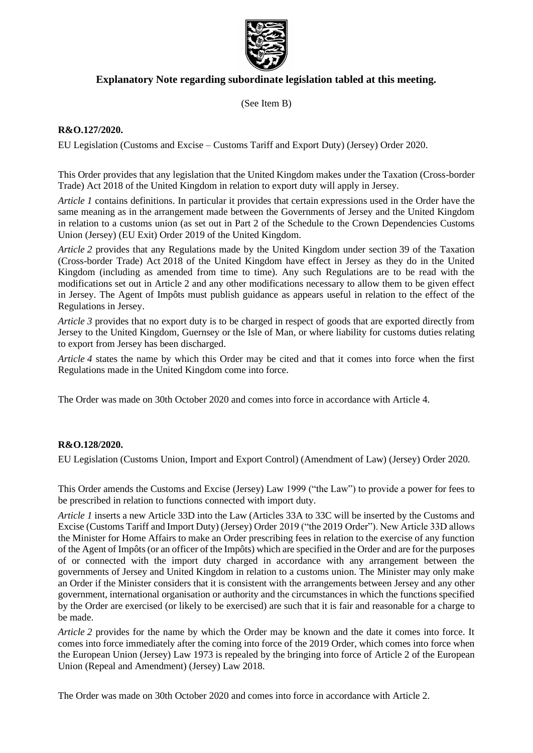## Explanatory Note regarding subordinate legislation tabled at this meeting.

(See Item B)

**R&O.127/2020.**

EU Legislation (Customs and Excise – Customs Tariff and Export Duty) (Jersey) Order 2020.

This Order provides that any legislation that the United Kingdom makes under the Taxation (Cross-border Trade) Act 2018 of the United Kingdom in relation to export duty will apply in Jersey.

*Article 1* contains definitions. In particular it provides that certain expressions used in the Order have the same meaning as in the arrangement made between the Governments of Jersey and the United Kingdom in relation to a customs union (as set out in Part 2 of the Schedule to the Crown Dependencies Customs Union (Jersey) (EU Exit) Order 2019 of the United Kingdom.

*Article 2* provides that any Regulations made by the United Kingdom under section 39 of the Taxation (Cross-border Trade) Act 2018 of the United Kingdom have effect in Jersey as they do in the United Kingdom (including as amended from time to time). Any such Regulations are to be read with the modifications set out in Article 2 and any other modifications necessary to allow them to be given effect in Jersey. The Agent of Impôts must publish guidance as appears useful in relation to the effect of the Regulations in Jersey.

*Article 3* provides that no export duty is to be charged in respect of goods that are exported directly from Jersey to the United Kingdom, Guernsey or the Isle of Man, or where liability for customs duties relating to export from Jersey has been discharged.

*Article 4* states the name by which this Order may be cited and that it comes into force when the first Regulations made in the United Kingdom come into force.

The Order was made on 30th October 2020 and comes into force in accordance with Article 4.

**R&O.128/2020.**

EU Legislation (Customs Union, Import and Export Control) (Amendment of Law) (Jersey) Order 2020.

This Order amends the Customs and Excise (Jersey) Law 1999 ("the Law") to provide a power for fees to be prescribed in relation to functions connected with import duty.

*Article 1* inserts a new Article 33D into the Law (Articles 33A to 33C will be inserted by the Customs and Excise (Customs Tariff and Import Duty) (Jersey) Order 2019 ("the 2019 Order"). New Article 33D allows the Minister for Home Affairs to make an Order prescribing fees in relation to the exercise of any function of the Agent of Impôts (or an officer of the Impôts) which are specified in the Order and are for the purposes of or connected with the import duty charged in accordance with any arrangement between the governments of Jersey and United Kingdom in relation to a customs union. The Minister may only make an Order if the Minister considers that it is consistent with the arrangements between Jersey and any other government, international organisation or authority and the circumstances in which the functions specified by the Order are exercised (or likely to be exercised) are such that it is fair and reasonable for a charge to be made.

*Article 2* provides for the name by which the Order may be known and the date it comes into force. It comes into force immediately after the coming into force of the 2019 Order, which comes into force when the European Union (Jersey) Law 1973 is repealed by the bringing into force of Article 2 of the European Union (Repeal and Amendment) (Jersey) Law 2018.

The Order was made on 30th October 2020 and comes into force in accordance with Article 2.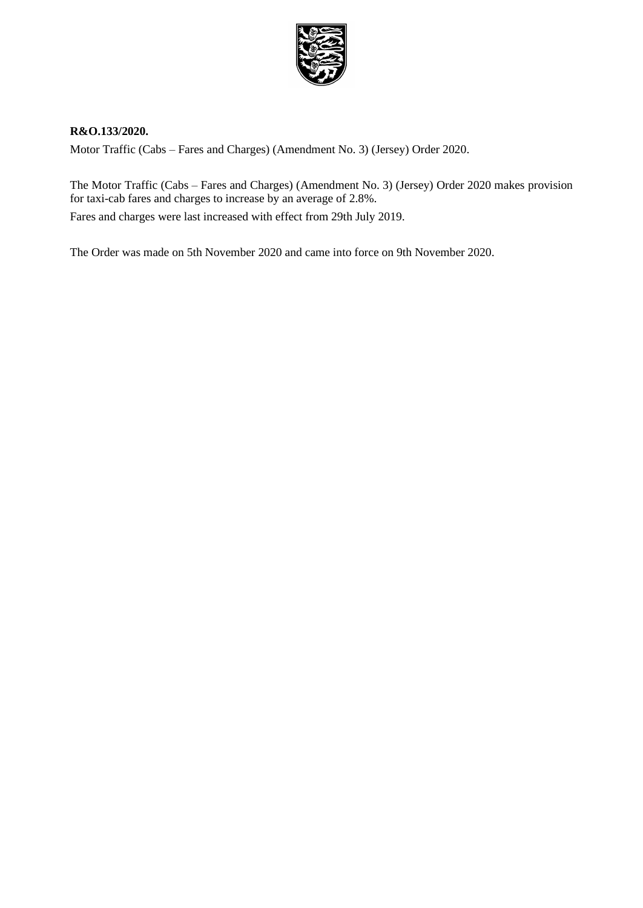**R&O.133/2020.**

Motor Traffic (Cabs – Fares and Charges) (Amendment No. 3) (Jersey) Order 2020.

The Motor Traffic (Cabs – Fares and Charges) (Amendment No. 3) (Jersey) Order 2020 makes provision for taxi-cab fares and charges to increase by an average of 2.8%.

Fares and charges were last increased with effect from 29th July 2019.

The Order was made on 5th November 2020 and came into force on 9th November 2020.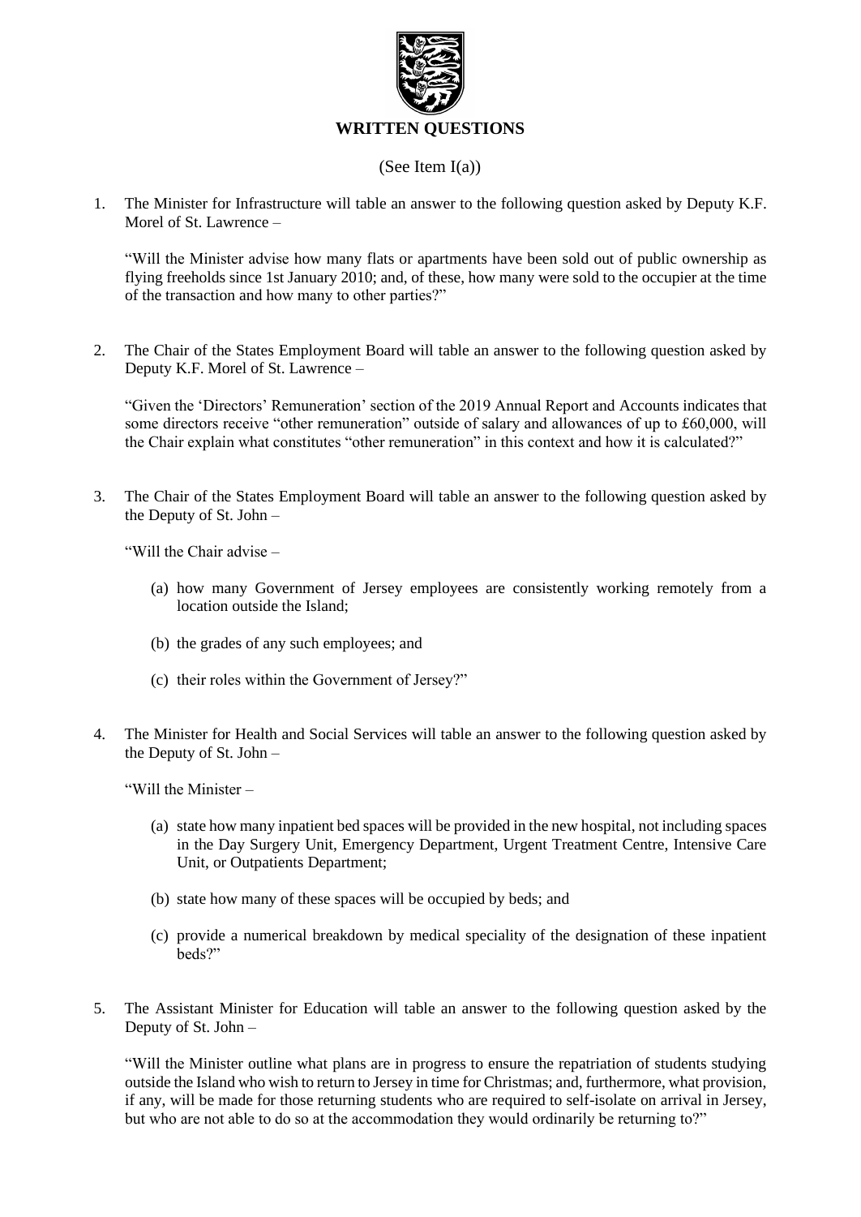## WRITTEN QUESTIONS

(See Item I(a))

1. The Minister for Infrastructure will table an answer to the following question asked by Deputy K.F. Morel of St. Lawrence –

   "Will the Minister advise how many flats or apartments have been sold out of public ownership as flying freeholds since 1st January 2010; and, of these, how many were sold to the occupier at the time of the transaction and how many to other parties?"

2. The Chair of the States Employment Board will table an answer to the following question asked by Deputy K.F. Morel of St. Lawrence –

   "Given the 'Directors' Remuneration' section of the 2019 Annual Report and Accounts indicates that some directors receive "other remuneration" outside of salary and allowances of up to £60,000, will the Chair explain what constitutes "other remuneration" in this context and how it is calculated?"

3. The Chair of the States Employment Board will table an answer to the following question asked by the Deputy of St. John –

   "Will the Chair advise –

   (a) how many Government of Jersey employees are consistently working remotely from a location outside the Island;

   (b) the grades of any such employees; and

   (c) their roles within the Government of Jersey?"

4. The Minister for Health and Social Services will table an answer to the following question asked by the Deputy of St. John –

   "Will the Minister –

   (a) state how many inpatient bed spaces will be provided in the new hospital, not including spaces in the Day Surgery Unit, Emergency Department, Urgent Treatment Centre, Intensive Care Unit, or Outpatients Department;

   (b) state how many of these spaces will be occupied by beds; and

   (c) provide a numerical breakdown by medical speciality of the designation of these inpatient beds?"

5. The Assistant Minister for Education will table an answer to the following question asked by the Deputy of St. John –

   "Will the Minister outline what plans are in progress to ensure the repatriation of students studying outside the Island who wish to return to Jersey in time for Christmas; and, furthermore, what provision, if any, will be made for those returning students who are required to self-isolate on arrival in Jersey, but who are not able to do so at the accommodation they would ordinarily be returning to?"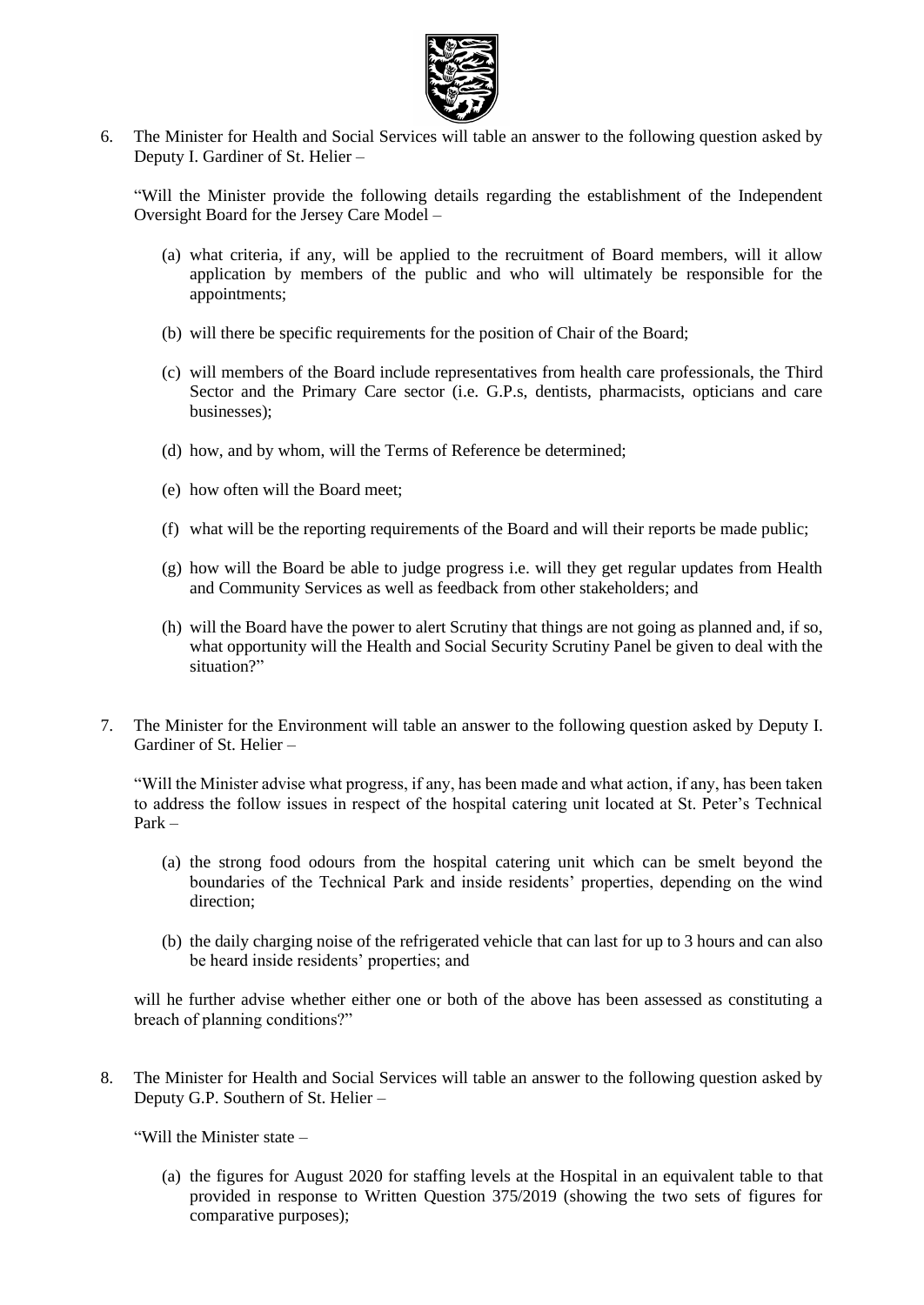6. The Minister for Health and Social Services will table an answer to the following question asked by Deputy I. Gardiner of St. Helier –

   "Will the Minister provide the following details regarding the establishment of the Independent Oversight Board for the Jersey Care Model –

   (a) what criteria, if any, will be applied to the recruitment of Board members, will it allow application by members of the public and who will ultimately be responsible for the appointments;

   (b) will there be specific requirements for the position of Chair of the Board;

   (c) will members of the Board include representatives from health care professionals, the Third Sector and the Primary Care sector (i.e. G.P.s, dentists, pharmacists, opticians and care businesses);

   (d) how, and by whom, will the Terms of Reference be determined;

   (e) how often will the Board meet;

   (f) what will be the reporting requirements of the Board and will their reports be made public;

   (g) how will the Board be able to judge progress i.e. will they get regular updates from Health and Community Services as well as feedback from other stakeholders; and

   (h) will the Board have the power to alert Scrutiny that things are not going as planned and, if so, what opportunity will the Health and Social Security Scrutiny Panel be given to deal with the situation?"

7. The Minister for the Environment will table an answer to the following question asked by Deputy I. Gardiner of St. Helier –

   "Will the Minister advise what progress, if any, has been made and what action, if any, has been taken to address the follow issues in respect of the hospital catering unit located at St. Peter's Technical Park –

   (a) the strong food odours from the hospital catering unit which can be smelt beyond the boundaries of the Technical Park and inside residents' properties, depending on the wind direction;

   (b) the daily charging noise of the refrigerated vehicle that can last for up to 3 hours and can also be heard inside residents' properties; and

   will he further advise whether either one or both of the above has been assessed as constituting a breach of planning conditions?"

8. The Minister for Health and Social Services will table an answer to the following question asked by Deputy G.P. Southern of St. Helier –

   "Will the Minister state –

   (a) the figures for August 2020 for staffing levels at the Hospital in an equivalent table to that provided in response to Written Question 375/2019 (showing the two sets of figures for comparative purposes);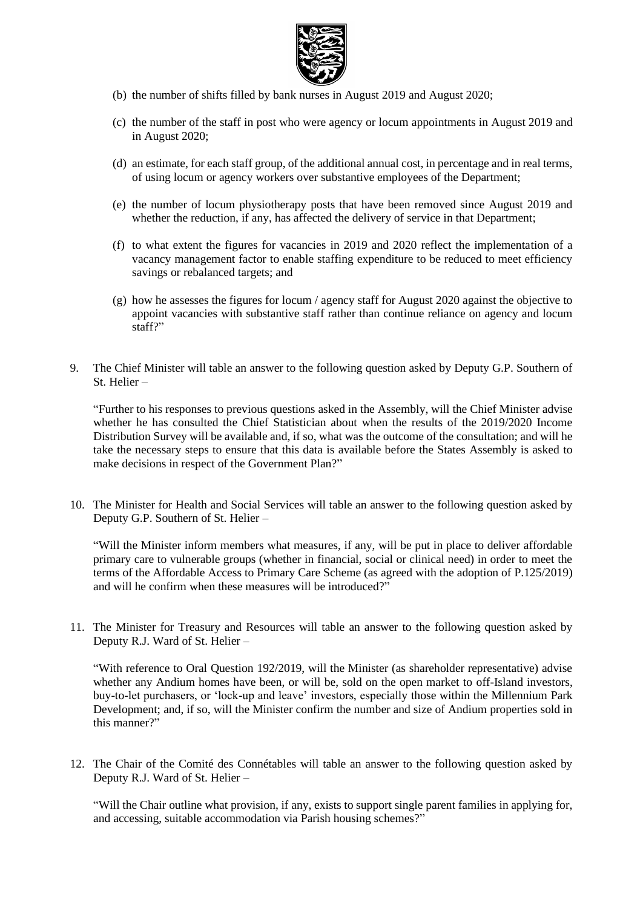(b) the number of shifts filled by bank nurses in August 2019 and August 2020;

(c) the number of the staff in post who were agency or locum appointments in August 2019 and in August 2020;

(d) an estimate, for each staff group, of the additional annual cost, in percentage and in real terms, of using locum or agency workers over substantive employees of the Department;

(e) the number of locum physiotherapy posts that have been removed since August 2019 and whether the reduction, if any, has affected the delivery of service in that Department;

(f) to what extent the figures for vacancies in 2019 and 2020 reflect the implementation of a vacancy management factor to enable staffing expenditure to be reduced to meet efficiency savings or rebalanced targets; and

(g) how he assesses the figures for locum / agency staff for August 2020 against the objective to appoint vacancies with substantive staff rather than continue reliance on agency and locum staff?"

9. The Chief Minister will table an answer to the following question asked by Deputy G.P. Southern of St. Helier –

   "Further to his responses to previous questions asked in the Assembly, will the Chief Minister advise whether he has consulted the Chief Statistician about when the results of the 2019/2020 Income Distribution Survey will be available and, if so, what was the outcome of the consultation; and will he take the necessary steps to ensure that this data is available before the States Assembly is asked to make decisions in respect of the Government Plan?"

10. The Minister for Health and Social Services will table an answer to the following question asked by Deputy G.P. Southern of St. Helier –

    "Will the Minister inform members what measures, if any, will be put in place to deliver affordable primary care to vulnerable groups (whether in financial, social or clinical need) in order to meet the terms of the Affordable Access to Primary Care Scheme (as agreed with the adoption of P.125/2019) and will he confirm when these measures will be introduced?"

11. The Minister for Treasury and Resources will table an answer to the following question asked by Deputy R.J. Ward of St. Helier –

    "With reference to Oral Question 192/2019, will the Minister (as shareholder representative) advise whether any Andium homes have been, or will be, sold on the open market to off-Island investors, buy-to-let purchasers, or 'lock-up and leave' investors, especially those within the Millennium Park Development; and, if so, will the Minister confirm the number and size of Andium properties sold in this manner?"

12. The Chair of the Comité des Connétables will table an answer to the following question asked by Deputy R.J. Ward of St. Helier –

    "Will the Chair outline what provision, if any, exists to support single parent families in applying for, and accessing, suitable accommodation via Parish housing schemes?"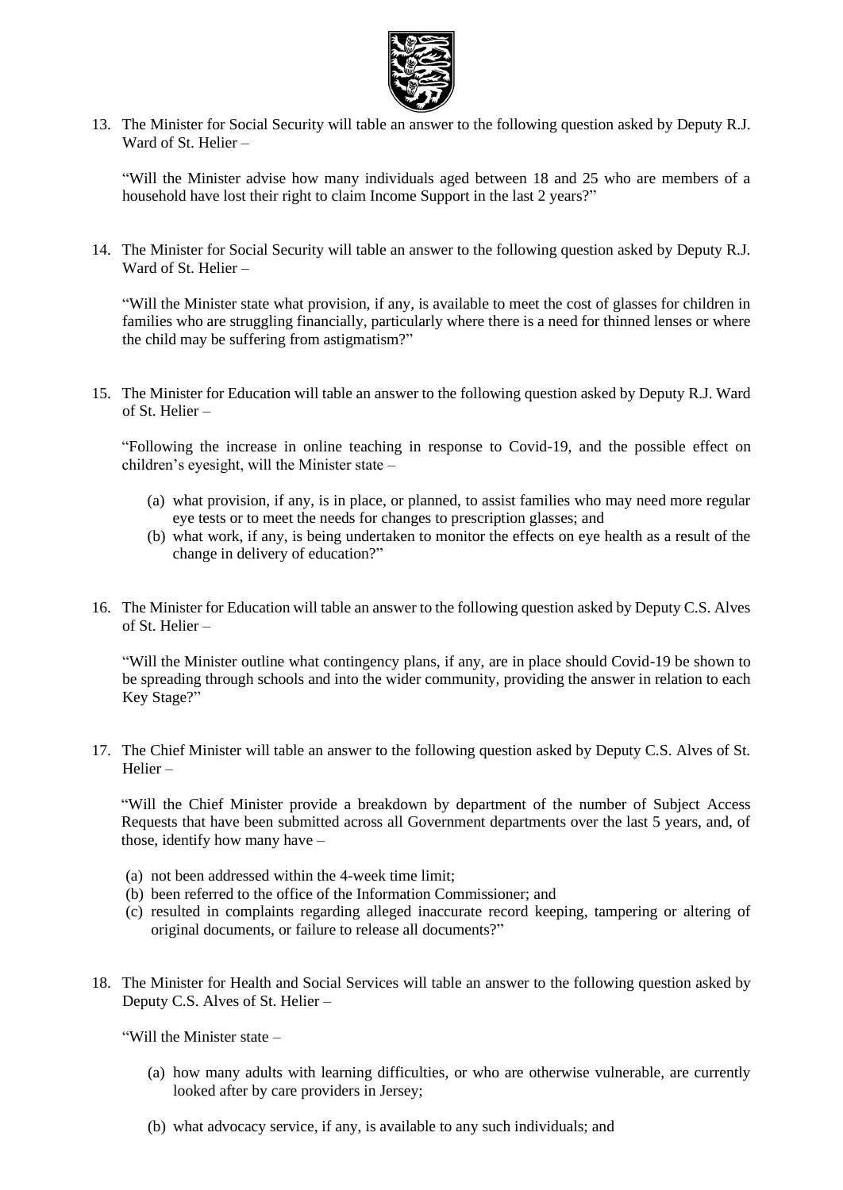13. The Minister for Social Security will table an answer to the following question asked by Deputy R.J. Ward of St. Helier –

    "Will the Minister advise how many individuals aged between 18 and 25 who are members of a household have lost their right to claim Income Support in the last 2 years?"

14. The Minister for Social Security will table an answer to the following question asked by Deputy R.J. Ward of St. Helier –

    "Will the Minister state what provision, if any, is available to meet the cost of glasses for children in families who are struggling financially, particularly where there is a need for thinned lenses or where the child may be suffering from astigmatism?"

15. The Minister for Education will table an answer to the following question asked by Deputy R.J. Ward of St. Helier –

    "Following the increase in online teaching in response to Covid-19, and the possible effect on children's eyesight, will the Minister state –

    (a) what provision, if any, is in place, or planned, to assist families who may need more regular eye tests or to meet the needs for changes to prescription glasses; and
    (b) what work, if any, is being undertaken to monitor the effects on eye health as a result of the change in delivery of education?"

16. The Minister for Education will table an answer to the following question asked by Deputy C.S. Alves of St. Helier –

    "Will the Minister outline what contingency plans, if any, are in place should Covid-19 be shown to be spreading through schools and into the wider community, providing the answer in relation to each Key Stage?"

17. The Chief Minister will table an answer to the following question asked by Deputy C.S. Alves of St. Helier –

    "Will the Chief Minister provide a breakdown by department of the number of Subject Access Requests that have been submitted across all Government departments over the last 5 years, and, of those, identify how many have –

    (a) not been addressed within the 4-week time limit;
    (b) been referred to the office of the Information Commissioner; and
    (c) resulted in complaints regarding alleged inaccurate record keeping, tampering or altering of original documents, or failure to release all documents?"

18. The Minister for Health and Social Services will table an answer to the following question asked by Deputy C.S. Alves of St. Helier –

    "Will the Minister state –

    (a) how many adults with learning difficulties, or who are otherwise vulnerable, are currently looked after by care providers in Jersey;

    (b) what advocacy service, if any, is available to any such individuals; and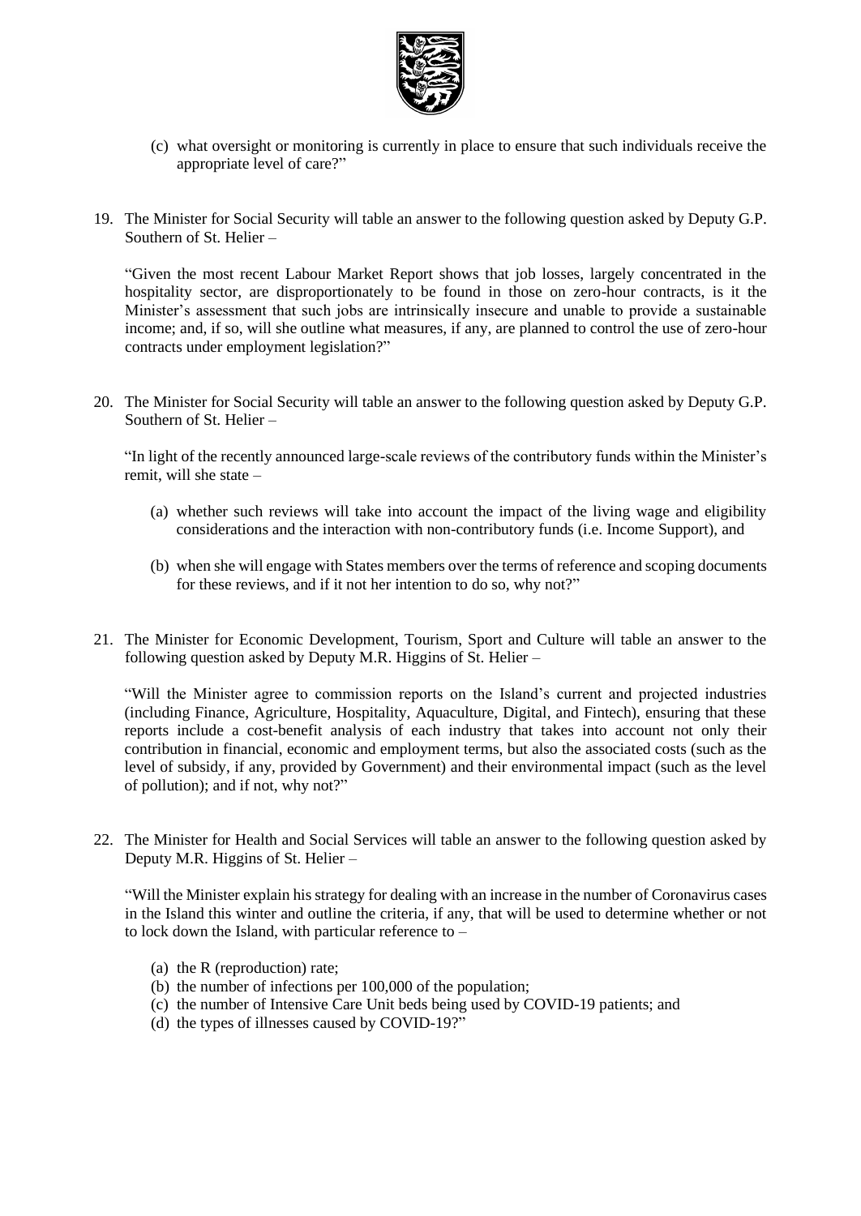(c) what oversight or monitoring is currently in place to ensure that such individuals receive the appropriate level of care?"

19. The Minister for Social Security will table an answer to the following question asked by Deputy G.P. Southern of St. Helier –

    "Given the most recent Labour Market Report shows that job losses, largely concentrated in the hospitality sector, are disproportionately to be found in those on zero-hour contracts, is it the Minister's assessment that such jobs are intrinsically insecure and unable to provide a sustainable income; and, if so, will she outline what measures, if any, are planned to control the use of zero-hour contracts under employment legislation?"

20. The Minister for Social Security will table an answer to the following question asked by Deputy G.P. Southern of St. Helier –

    "In light of the recently announced large-scale reviews of the contributory funds within the Minister's remit, will she state –

    (a) whether such reviews will take into account the impact of the living wage and eligibility considerations and the interaction with non-contributory funds (i.e. Income Support), and

    (b) when she will engage with States members over the terms of reference and scoping documents for these reviews, and if it not her intention to do so, why not?"

21. The Minister for Economic Development, Tourism, Sport and Culture will table an answer to the following question asked by Deputy M.R. Higgins of St. Helier –

    "Will the Minister agree to commission reports on the Island's current and projected industries (including Finance, Agriculture, Hospitality, Aquaculture, Digital, and Fintech), ensuring that these reports include a cost-benefit analysis of each industry that takes into account not only their contribution in financial, economic and employment terms, but also the associated costs (such as the level of subsidy, if any, provided by Government) and their environmental impact (such as the level of pollution); and if not, why not?"

22. The Minister for Health and Social Services will table an answer to the following question asked by Deputy M.R. Higgins of St. Helier –

    "Will the Minister explain his strategy for dealing with an increase in the number of Coronavirus cases in the Island this winter and outline the criteria, if any, that will be used to determine whether or not to lock down the Island, with particular reference to –

    (a) the R (reproduction) rate;
    (b) the number of infections per 100,000 of the population;
    (c) the number of Intensive Care Unit beds being used by COVID-19 patients; and
    (d) the types of illnesses caused by COVID-19?"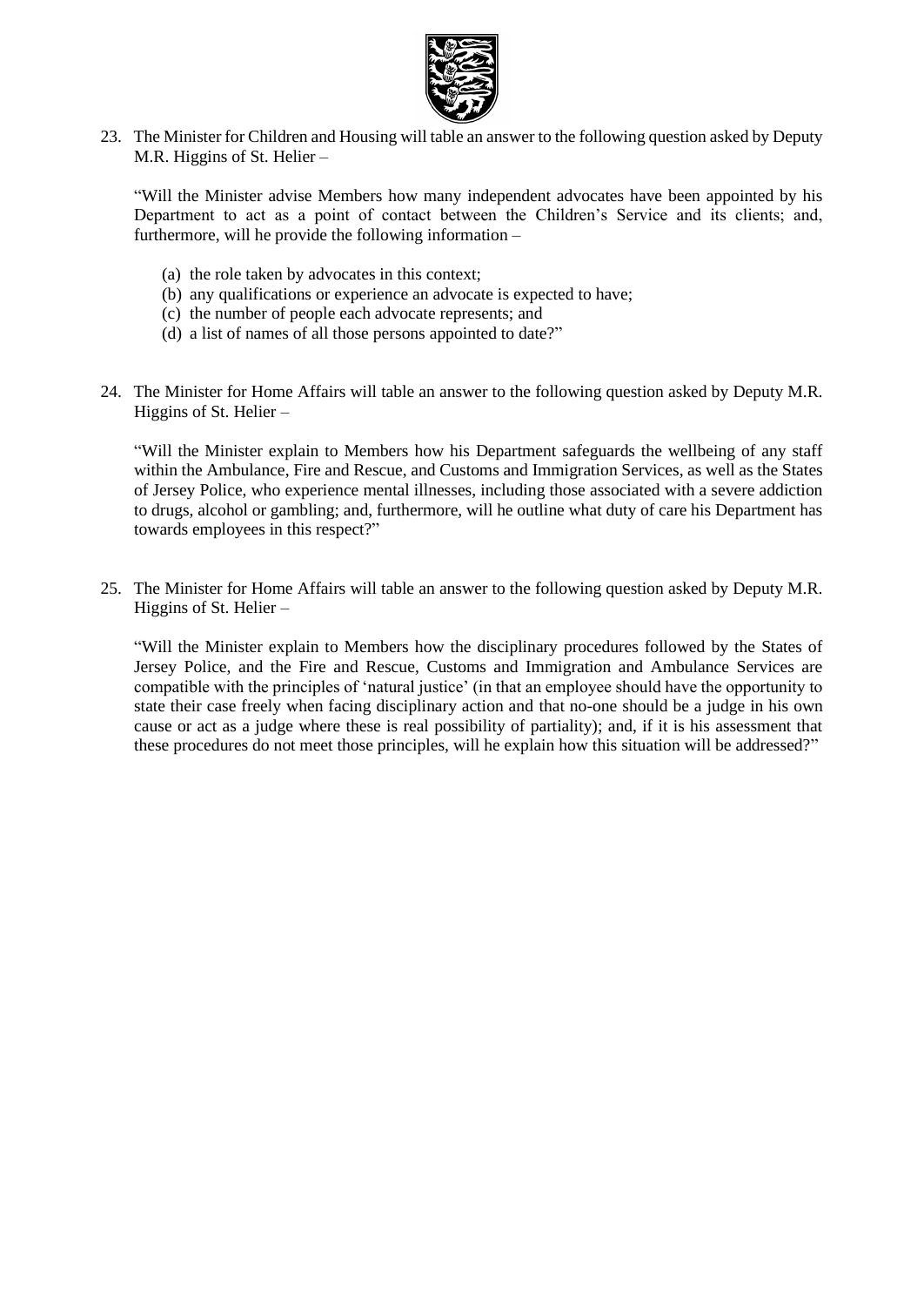23. The Minister for Children and Housing will table an answer to the following question asked by Deputy M.R. Higgins of St. Helier –

    "Will the Minister advise Members how many independent advocates have been appointed by his Department to act as a point of contact between the Children's Service and its clients; and, furthermore, will he provide the following information –

    (a) the role taken by advocates in this context;
    (b) any qualifications or experience an advocate is expected to have;
    (c) the number of people each advocate represents; and
    (d) a list of names of all those persons appointed to date?"

24. The Minister for Home Affairs will table an answer to the following question asked by Deputy M.R. Higgins of St. Helier –

    "Will the Minister explain to Members how his Department safeguards the wellbeing of any staff within the Ambulance, Fire and Rescue, and Customs and Immigration Services, as well as the States of Jersey Police, who experience mental illnesses, including those associated with a severe addiction to drugs, alcohol or gambling; and, furthermore, will he outline what duty of care his Department has towards employees in this respect?"

25. The Minister for Home Affairs will table an answer to the following question asked by Deputy M.R. Higgins of St. Helier –

    "Will the Minister explain to Members how the disciplinary procedures followed by the States of Jersey Police, and the Fire and Rescue, Customs and Immigration and Ambulance Services are compatible with the principles of 'natural justice' (in that an employee should have the opportunity to state their case freely when facing disciplinary action and that no-one should be a judge in his own cause or act as a judge where these is real possibility of partiality); and, if it is his assessment that these procedures do not meet those principles, will he explain how this situation will be addressed?"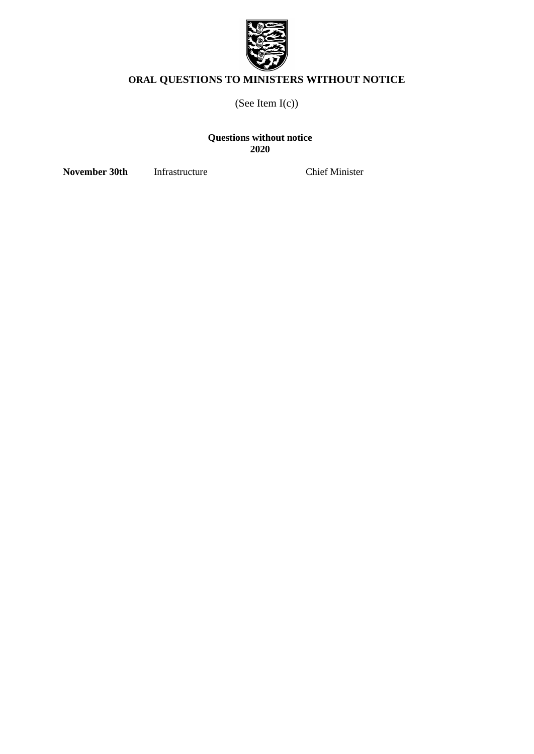# ORAL QUESTIONS TO MINISTERS WITHOUT NOTICE

(See Item I(c))

**Questions without notice**
**2020**

| | | |
|---|---|---|
| **November 30th** | Infrastructure | Chief Minister |